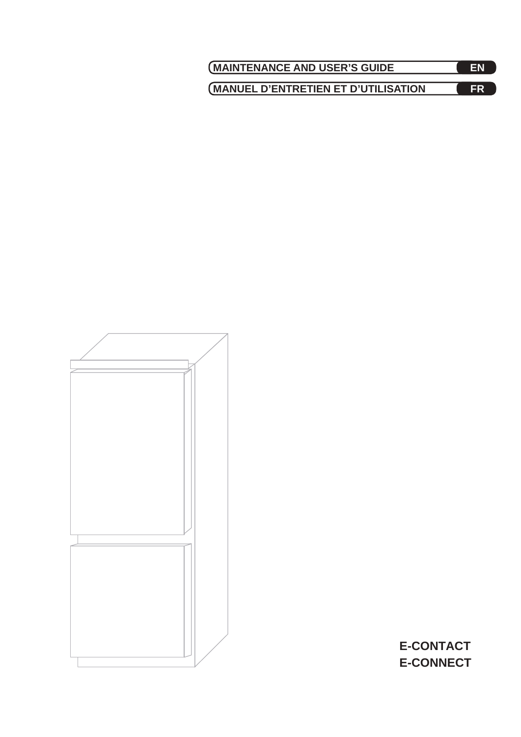**MAINTENANCE AND USER'S GUIDE** **EN**

**MANUEL D'ENTRETIEN ET D'UTILISATION** **FR**

**E-CONTACT**
**E-CONNECT**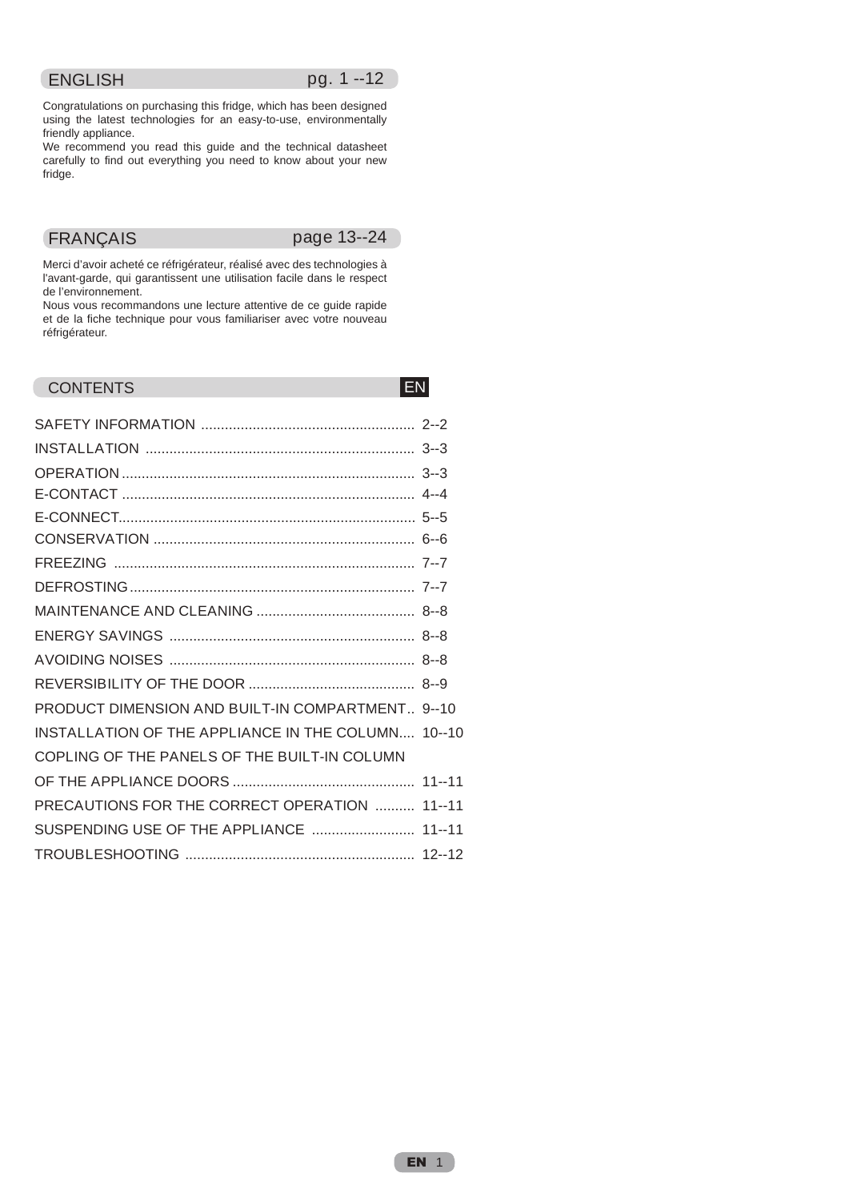## ENGLISH pg. 1 --12

Congratulations on purchasing this fridge, which has been designed using the latest technologies for an easy-to-use, environmentally friendly appliance.
We recommend you read this guide and the technical datasheet carefully to find out everything you need to know about your new fridge.

## FRANÇAIS page 13--24

Merci d'avoir acheté ce réfrigérateur, réalisé avec des technologies à l'avant-garde, qui garantissent une utilisation facile dans le respect de l'environnement.
Nous vous recommandons une lecture attentive de ce guide rapide et de la fiche technique pour vous familiariser avec votre nouveau réfrigérateur.

## CONTENTS EN

SAFETY INFORMATION ...................................................... 2--2
INSTALLATION .................................................................... 3--3
OPERATION ......................................................................... 3--3
E-CONTACT ......................................................................... 4--4
E-CONNECT.......................................................................... 5--5
CONSERVATION .................................................................. 6--6
FREEZING ............................................................................ 7--7
DEFROSTING........................................................................ 7--7
MAINTENANCE AND CLEANING ........................................ 8--8
ENERGY SAVINGS .............................................................. 8--8
AVOIDING NOISES .............................................................. 8--8
REVERSIBILITY OF THE DOOR .......................................... 8--9
PRODUCT DIMENSION AND BUILT-IN COMPARTMENT.. 9--10
INSTALLATION OF THE APPLIANCE IN THE COLUMN.... 10--10
COPLING OF THE PANELS OF THE BUILT-IN COLUMN
OF THE APPLIANCE DOORS .............................................. 11--11
PRECAUTIONS FOR THE CORRECT OPERATION .......... 11--11
SUSPENDING USE OF THE APPLIANCE .......................... 11--11
TROUBLESHOOTING .......................................................... 12--12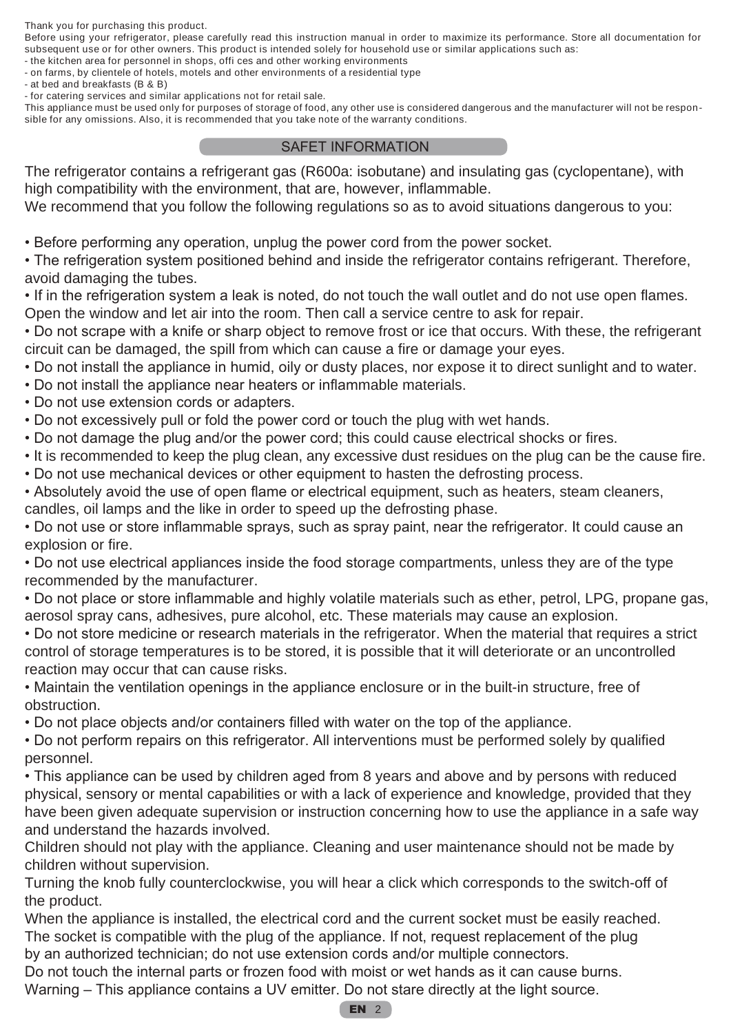Thank you for purchasing this product.

Before using your refrigerator, please carefully read this instruction manual in order to maximize its performance. Store all documentation for subsequent use or for other owners. This product is intended solely for household use or similar applications such as:

- the kitchen area for personnel in shops, offi ces and other working environments
- on farms, by clientele of hotels, motels and other environments of a residential type
- at bed and breakfasts (B & B)
- for catering services and similar applications not for retail sale.

This appliance must be used only for purposes of storage of food, any other use is considered dangerous and the manufacturer will not be responsible for any omissions. Also, it is recommended that you take note of the warranty conditions.

## SAFET INFORMATION

The refrigerator contains a refrigerant gas (R600a: isobutane) and insulating gas (cyclopentane), with high compatibility with the environment, that are, however, inflammable.

We recommend that you follow the following regulations so as to avoid situations dangerous to you:

- Before performing any operation, unplug the power cord from the power socket.
- The refrigeration system positioned behind and inside the refrigerator contains refrigerant. Therefore, avoid damaging the tubes.
- If in the refrigeration system a leak is noted, do not touch the wall outlet and do not use open flames. Open the window and let air into the room. Then call a service centre to ask for repair.
- Do not scrape with a knife or sharp object to remove frost or ice that occurs. With these, the refrigerant circuit can be damaged, the spill from which can cause a fire or damage your eyes.
- Do not install the appliance in humid, oily or dusty places, nor expose it to direct sunlight and to water.
- Do not install the appliance near heaters or inflammable materials.
- Do not use extension cords or adapters.
- Do not excessively pull or fold the power cord or touch the plug with wet hands.
- Do not damage the plug and/or the power cord; this could cause electrical shocks or fires.
- It is recommended to keep the plug clean, any excessive dust residues on the plug can be the cause fire.
- Do not use mechanical devices or other equipment to hasten the defrosting process.
- Absolutely avoid the use of open flame or electrical equipment, such as heaters, steam cleaners, candles, oil lamps and the like in order to speed up the defrosting phase.
- Do not use or store inflammable sprays, such as spray paint, near the refrigerator. It could cause an explosion or fire.
- Do not use electrical appliances inside the food storage compartments, unless they are of the type recommended by the manufacturer.
- Do not place or store inflammable and highly volatile materials such as ether, petrol, LPG, propane gas, aerosol spray cans, adhesives, pure alcohol, etc. These materials may cause an explosion.
- Do not store medicine or research materials in the refrigerator. When the material that requires a strict control of storage temperatures is to be stored, it is possible that it will deteriorate or an uncontrolled reaction may occur that can cause risks.
- Maintain the ventilation openings in the appliance enclosure or in the built-in structure, free of obstruction.
- Do not place objects and/or containers filled with water on the top of the appliance.
- Do not perform repairs on this refrigerator. All interventions must be performed solely by qualified personnel.
- This appliance can be used by children aged from 8 years and above and by persons with reduced physical, sensory or mental capabilities or with a lack of experience and knowledge, provided that they have been given adequate supervision or instruction concerning how to use the appliance in a safe way and understand the hazards involved.

Children should not play with the appliance. Cleaning and user maintenance should not be made by children without supervision.

Turning the knob fully counterclockwise, you will hear a click which corresponds to the switch-off of the product.

When the appliance is installed, the electrical cord and the current socket must be easily reached.

The socket is compatible with the plug of the appliance. If not, request replacement of the plug by an authorized technician; do not use extension cords and/or multiple connectors.

Do not touch the internal parts or frozen food with moist or wet hands as it can cause burns.

Warning – This appliance contains a UV emitter. Do not stare directly at the light source.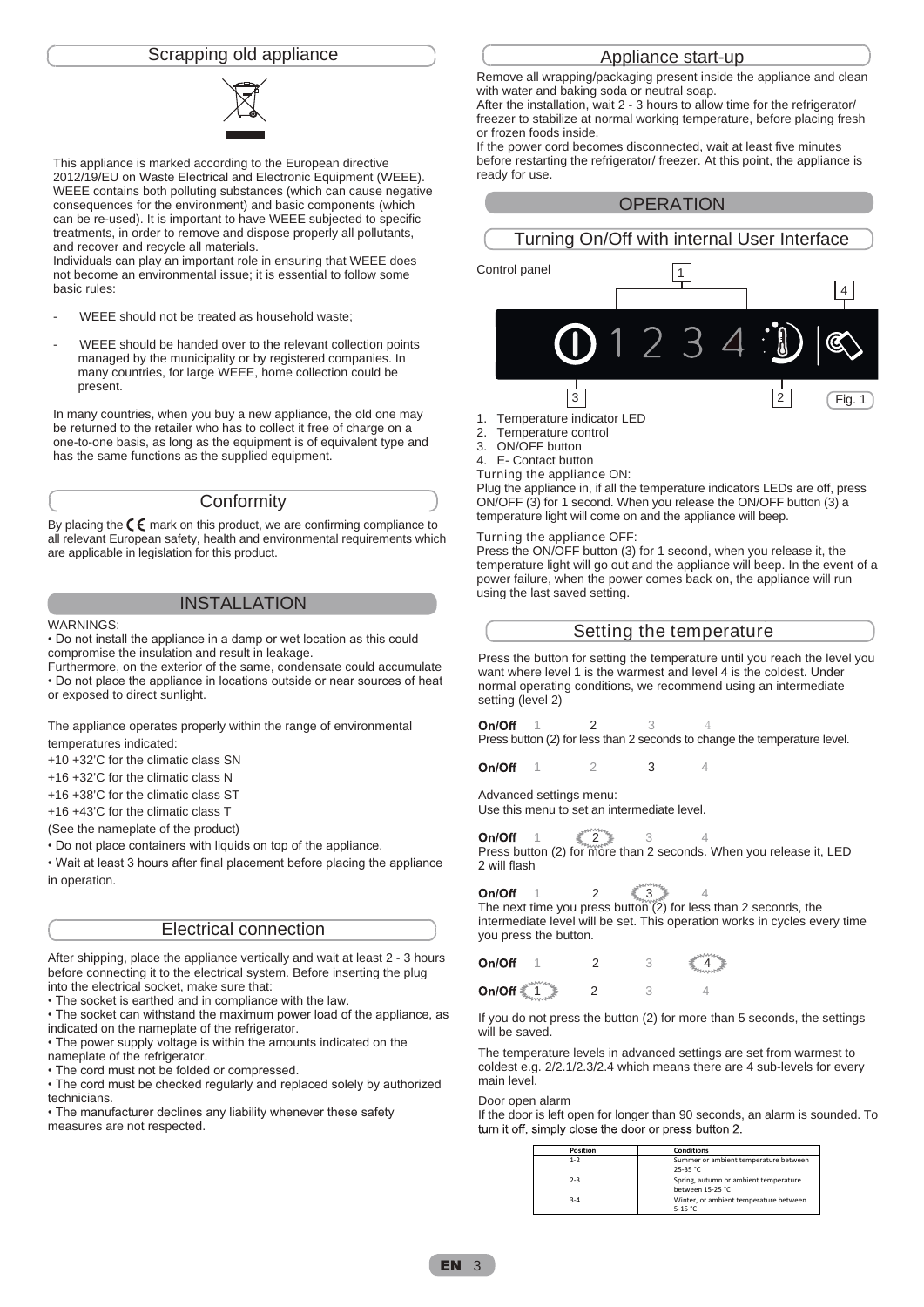## Scrapping old appliance

This appliance is marked according to the European directive 2012/19/EU on Waste Electrical and Electronic Equipment (WEEE). WEEE contains both polluting substances (which can cause negative consequences for the environment) and basic components (which can be re-used). It is important to have WEEE subjected to specific treatments, in order to remove and dispose properly all pollutants, and recover and recycle all materials.

Individuals can play an important role in ensuring that WEEE does not become an environmental issue; it is essential to follow some basic rules:

- WEEE should not be treated as household waste;
- WEEE should be handed over to the relevant collection points managed by the municipality or by registered companies. In many countries, for large WEEE, home collection could be present.

In many countries, when you buy a new appliance, the old one may be returned to the retailer who has to collect it free of charge on a one-to-one basis, as long as the equipment is of equivalent type and has the same functions as the supplied equipment.

## Conformity

By placing the CE mark on this product, we are confirming compliance to all relevant European safety, health and environmental requirements which are applicable in legislation for this product.

# INSTALLATION

WARNINGS:

• Do not install the appliance in a damp or wet location as this could compromise the insulation and result in leakage.

Furthermore, on the exterior of the same, condensate could accumulate

• Do not place the appliance in locations outside or near sources of heat or exposed to direct sunlight.

The appliance operates properly within the range of environmental temperatures indicated:

+10 +32'C for the climatic class SN

+16 +32'C for the climatic class N

+16 +38'C for the climatic class ST

+16 +43'C for the climatic class T

(See the nameplate of the product)

• Do not place containers with liquids on top of the appliance.

• Wait at least 3 hours after final placement before placing the appliance in operation.

## Electrical connection

After shipping, place the appliance vertically and wait at least 2 - 3 hours before connecting it to the electrical system. Before inserting the plug into the electrical socket, make sure that:

• The socket is earthed and in compliance with the law.

• The socket can withstand the maximum power load of the appliance, as indicated on the nameplate of the refrigerator.

• The power supply voltage is within the amounts indicated on the nameplate of the refrigerator.

• The cord must not be folded or compressed.

• The cord must be checked regularly and replaced solely by authorized technicians.

• The manufacturer declines any liability whenever these safety measures are not respected.

## Appliance start-up

Remove all wrapping/packaging present inside the appliance and clean with water and baking soda or neutral soap.

After the installation, wait 2 - 3 hours to allow time for the refrigerator/ freezer to stabilize at normal working temperature, before placing fresh or frozen foods inside.

If the power cord becomes disconnected, wait at least five minutes before restarting the refrigerator/ freezer. At this point, the appliance is ready for use.

# OPERATION

## Turning On/Off with internal User Interface

Control panel

Fig. 1

1. Temperature indicator LED
2. Temperature control
3. ON/OFF button
4. E- Contact button

Turning the appliance ON:

Plug the appliance in, if all the temperature indicators LEDs are off, press ON/OFF (3) for 1 second. When you release the ON/OFF button (3) a temperature light will come on and the appliance will beep.

Turning the appliance OFF:

Press the ON/OFF button (3) for 1 second, when you release it, the temperature light will go out and the appliance will beep. In the event of a power failure, when the power comes back on, the appliance will run using the last saved setting.

## Setting the temperature

Press the button for setting the temperature until you reach the level you want where level 1 is the warmest and level 4 is the coldest. Under normal operating conditions, we recommend using an intermediate setting (level 2)

**On/Off** 1 2 3 4

Press button (2) for less than 2 seconds to change the temperature level.

**On/Off** 1 2 3 4

Advanced settings menu:

Use this menu to set an intermediate level.

**On/Off** 1 2 3 4

Press button (2) for more than 2 seconds. When you release it, LED 2 will flash

**On/Off** 1 2 3 4

The next time you press button (2) for less than 2 seconds, the intermediate level will be set. This operation works in cycles every time you press the button.

**On/Off** 1 2 3 4

**On/Off** 1 2 3 4

If you do not press the button (2) for more than 5 seconds, the settings will be saved.

The temperature levels in advanced settings are set from warmest to coldest e.g. 2/2.1/2.3/2.4 which means there are 4 sub-levels for every main level.

Door open alarm

If the door is left open for longer than 90 seconds, an alarm is sounded. To turn it off, simply close the door or press button 2.

| Position | Conditions |
|---|---|
| 1-2 | Summer or ambient temperature between 25-35 °C |
| 2-3 | Spring, autumn or ambient temperature between 15-25 °C |
| 3-4 | Winter, or ambient temperature between 5-15 °C |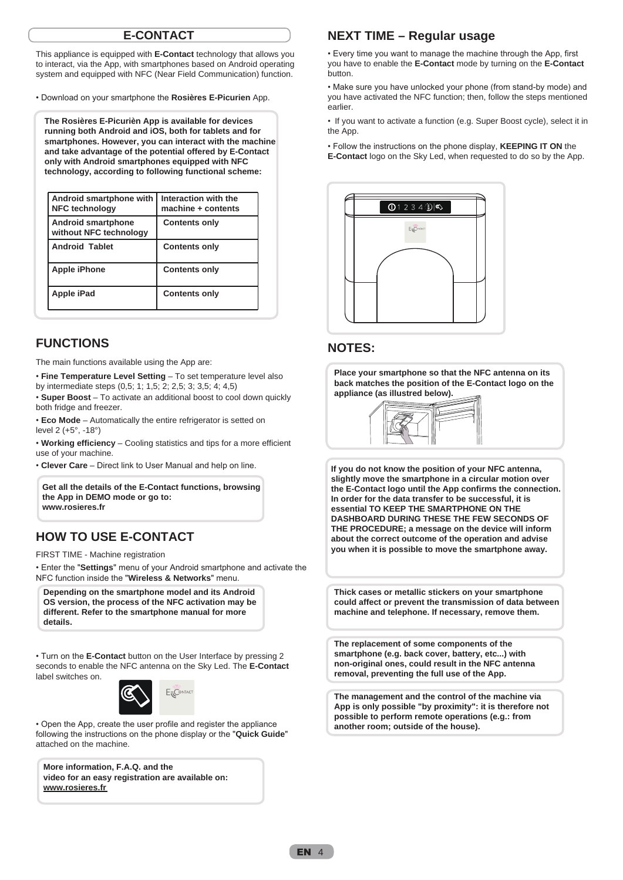# E-CONTACT

This appliance is equipped with **E-Contact** technology that allows you to interact, via the App, with smartphones based on Android operating system and equipped with NFC (Near Field Communication) function.

• Download on your smartphone the **Rosières E-Picurien** App.

**The Rosières E-Picurièn App is available for devices running both Android and iOS, both for tablets and for smartphones. However, you can interact with the machine and take advantage of the potential offered by E-Contact only with Android smartphones equipped with NFC technology, according to following functional scheme:**

| Android smartphone with NFC technology | Interaction with the machine + contents |
|---|---|
| Android smartphone without NFC technology | Contents only |
| Android Tablet | Contents only |
| Apple iPhone | Contents only |
| Apple iPad | Contents only |

## FUNCTIONS

The main functions available using the App are:

• **Fine Temperature Level Setting** – To set temperature level also by intermediate steps (0,5; 1; 1,5; 2; 2,5; 3; 3,5; 4; 4,5)

• **Super Boost** – To activate an additional boost to cool down quickly both fridge and freezer.

• **Eco Mode** – Automatically the entire refrigerator is setted on level 2 (+5°, -18°)

• **Working efficiency** – Cooling statistics and tips for a more efficient use of your machine.

• **Clever Care** – Direct link to User Manual and help on line.

**Get all the details of the E-Contact functions, browsing the App in DEMO mode or go to: www.rosieres.fr**

## HOW TO USE E-CONTACT

FIRST TIME - Machine registration

• Enter the "**Settings**" menu of your Android smartphone and activate the NFC function inside the "**Wireless & Networks**" menu.

**Depending on the smartphone model and its Android OS version, the process of the NFC activation may be different. Refer to the smartphone manual for more details.**

• Turn on the **E-Contact** button on the User Interface by pressing 2 seconds to enable the NFC antenna on the Sky Led. The **E-Contact** label switches on.

• Open the App, create the user profile and register the appliance following the instructions on the phone display or the "**Quick Guide**" attached on the machine.

**More information, F.A.Q. and the video for an easy registration are available on: www.rosieres.fr**

## NEXT TIME – Regular usage

• Every time you want to manage the machine through the App, first you have to enable the **E-Contact** mode by turning on the **E-Contact** button.

• Make sure you have unlocked your phone (from stand-by mode) and you have activated the NFC function; then, follow the steps mentioned earlier.

• If you want to activate a function (e.g. Super Boost cycle), select it in the App.

• Follow the instructions on the phone display, **KEEPING IT ON** the **E-Contact** logo on the Sky Led, when requested to do so by the App.

## NOTES:

**Place your smartphone so that the NFC antenna on its back matches the position of the E-Contact logo on the appliance (as illustred below).**

**If you do not know the position of your NFC antenna, slightly move the smartphone in a circular motion over the E-Contact logo until the App confirms the connection. In order for the data transfer to be successful, it is essential TO KEEP THE SMARTPHONE ON THE DASHBOARD DURING THESE THE FEW SECONDS OF THE PROCEDURE; a message on the device will inform about the correct outcome of the operation and advise you when it is possible to move the smartphone away.**

**Thick cases or metallic stickers on your smartphone could affect or prevent the transmission of data between machine and telephone. If necessary, remove them.**

**The replacement of some components of the smartphone (e.g. back cover, battery, etc...) with non-original ones, could result in the NFC antenna removal, preventing the full use of the App.**

**The management and the control of the machine via App is only possible "by proximity": it is therefore not possible to perform remote operations (e.g.: from another room; outside of the house).**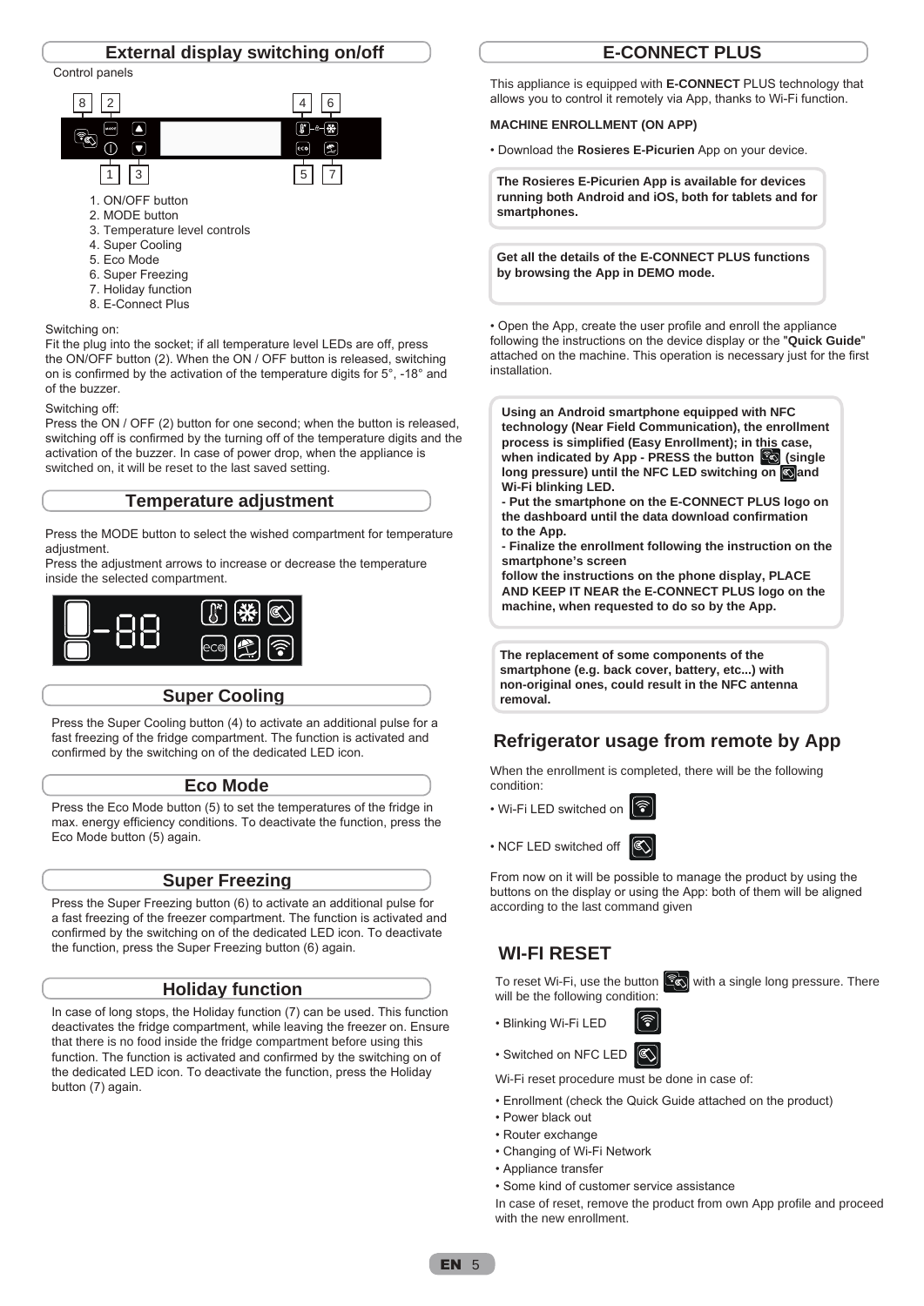## External display switching on/off

Control panels

1. ON/OFF button
2. MODE button
3. Temperature level controls
4. Super Cooling
5. Eco Mode
6. Super Freezing
7. Holiday function
8. E-Connect Plus

Switching on:
Fit the plug into the socket; if all temperature level LEDs are off, press the ON/OFF button (2). When the ON / OFF button is released, switching on is confirmed by the activation of the temperature digits for 5°, -18° and of the buzzer.

Switching off:
Press the ON / OFF (2) button for one second; when the button is released, switching off is confirmed by the turning off of the temperature digits and the activation of the buzzer. In case of power drop, when the appliance is switched on, it will be reset to the last saved setting.

## Temperature adjustment

Press the MODE button to select the wished compartment for temperature adjustment.
Press the adjustment arrows to increase or decrease the temperature inside the selected compartment.

## Super Cooling

Press the Super Cooling button (4) to activate an additional pulse for a fast freezing of the fridge compartment. The function is activated and confirmed by the switching on of the dedicated LED icon.

## Eco Mode

Press the Eco Mode button (5) to set the temperatures of the fridge in max. energy efficiency conditions. To deactivate the function, press the Eco Mode button (5) again.

## Super Freezing

Press the Super Freezing button (6) to activate an additional pulse for a fast freezing of the freezer compartment. The function is activated and confirmed by the switching on of the dedicated LED icon. To deactivate the function, press the Super Freezing button (6) again.

## Holiday function

In case of long stops, the Holiday function (7) can be used. This function deactivates the fridge compartment, while leaving the freezer on. Ensure that there is no food inside the fridge compartment before using this function. The function is activated and confirmed by the switching on of the dedicated LED icon. To deactivate the function, press the Holiday button (7) again.

## E-CONNECT PLUS

This appliance is equipped with **E-CONNECT** PLUS technology that allows you to control it remotely via App, thanks to Wi-Fi function.

**MACHINE ENROLLMENT (ON APP)**

• Download the **Rosieres E-Picurien** App on your device.

**The Rosieres E-Picurien App is available for devices running both Android and iOS, both for tablets and for smartphones.**

**Get all the details of the E-CONNECT PLUS functions by browsing the App in DEMO mode.**

• Open the App, create the user profile and enroll the appliance following the instructions on the device display or the "**Quick Guide**" attached on the machine. This operation is necessary just for the first installation.

**Using an Android smartphone equipped with NFC technology (Near Field Communication), the enrollment process is simplified (Easy Enrollment); in this case, when indicated by App - PRESS the button (single long pressure) until the NFC LED switching on and Wi-Fi blinking LED.**
**- Put the smartphone on the E-CONNECT PLUS logo on the dashboard until the data download confirmation to the App.**
**- Finalize the enrollment following the instruction on the smartphone's screen**
**follow the instructions on the phone display, PLACE AND KEEP IT NEAR the E-CONNECT PLUS logo on the machine, when requested to do so by the App.**

**The replacement of some components of the smartphone (e.g. back cover, battery, etc...) with non-original ones, could result in the NFC antenna removal.**

## Refrigerator usage from remote by App

When the enrollment is completed, there will be the following condition:

• Wi-Fi LED switched on

• NCF LED switched off

From now on it will be possible to manage the product by using the buttons on the display or using the App: both of them will be aligned according to the last command given

## WI-FI RESET

To reset Wi-Fi, use the button with a single long pressure. There will be the following condition:

• Blinking Wi-Fi LED

• Switched on NFC LED

Wi-Fi reset procedure must be done in case of:

• Enrollment (check the Quick Guide attached on the product)
• Power black out
• Router exchange
• Changing of Wi-Fi Network
• Appliance transfer
• Some kind of customer service assistance

In case of reset, remove the product from own App profile and proceed with the new enrollment.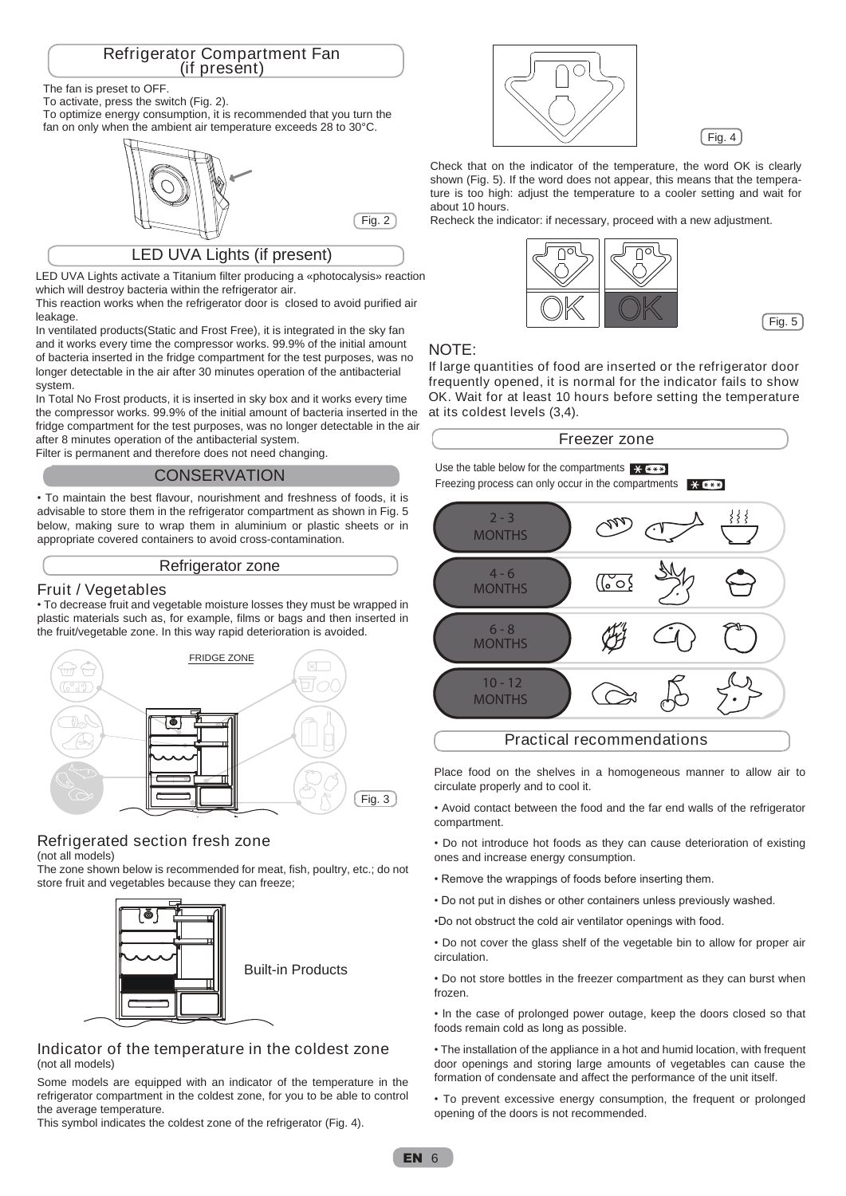## Refrigerator Compartment Fan (if present)

The fan is preset to OFF.
To activate, press the switch (Fig. 2).
To optimize energy consumption, it is recommended that you turn the fan on only when the ambient air temperature exceeds 28 to 30°C.

Fig. 2

## LED UVA Lights (if present)

LED UVA Lights activate a Titanium filter producing a «photocalysis» reaction which will destroy bacteria within the refrigerator air.
This reaction works when the refrigerator door is closed to avoid purified air leakage.
In ventilated products(Static and Frost Free), it is integrated in the sky fan and it works every time the compressor works. 99.9% of the initial amount of bacteria inserted in the fridge compartment for the test purposes, was no longer detectable in the air after 30 minutes operation of the antibacterial system.
In Total No Frost products, it is inserted in sky box and it works every time the compressor works. 99.9% of the initial amount of bacteria inserted in the fridge compartment for the test purposes, was no longer detectable in the air after 8 minutes operation of the antibacterial system.
Filter is permanent and therefore does not need changing.

# CONSERVATION

• To maintain the best flavour, nourishment and freshness of foods, it is advisable to store them in the refrigerator compartment as shown in Fig. 5 below, making sure to wrap them in aluminium or plastic sheets or in appropriate covered containers to avoid cross-contamination.

## Refrigerator zone

### Fruit / Vegetables

• To decrease fruit and vegetable moisture losses they must be wrapped in plastic materials such as, for example, films or bags and then inserted in the fruit/vegetable zone. In this way rapid deterioration is avoided.

FRIDGE ZONE

Fig. 3

### Refrigerated section fresh zone

(not all models)

The zone shown below is recommended for meat, fish, poultry, etc.; do not store fruit and vegetables because they can freeze;

Built-in Products

### Indicator of the temperature in the coldest zone

(not all models)

Some models are equipped with an indicator of the temperature in the refrigerator compartment in the coldest zone, for you to be able to control the average temperature.
This symbol indicates the coldest zone of the refrigerator (Fig. 4).

Fig. 4

Check that on the indicator of the temperature, the word OK is clearly shown (Fig. 5). If the word does not appear, this means that the temperature is too high: adjust the temperature to a cooler setting and wait for about 10 hours.
Recheck the indicator: if necessary, proceed with a new adjustment.

OK OK

Fig. 5

NOTE:

If large quantities of food are inserted or the refrigerator door frequently opened, it is normal for the indicator fails to show OK. Wait for at least 10 hours before setting the temperature at its coldest levels (3,4).

## Freezer zone

Use the table below for the compartments
Freezing process can only occur in the compartments

| Duration |
|---|
| 2 - 3 MONTHS |
| 4 - 6 MONTHS |
| 6 - 8 MONTHS |
| 10 - 12 MONTHS |

## Practical recommendations

Place food on the shelves in a homogeneous manner to allow air to circulate properly and to cool it.

• Avoid contact between the food and the far end walls of the refrigerator compartment.

• Do not introduce hot foods as they can cause deterioration of existing ones and increase energy consumption.

• Remove the wrappings of foods before inserting them.

• Do not put in dishes or other containers unless previously washed.

•Do not obstruct the cold air ventilator openings with food.

• Do not cover the glass shelf of the vegetable bin to allow for proper air circulation.

• Do not store bottles in the freezer compartment as they can burst when frozen.

• In the case of prolonged power outage, keep the doors closed so that foods remain cold as long as possible.

• The installation of the appliance in a hot and humid location, with frequent door openings and storing large amounts of vegetables can cause the formation of condensate and affect the performance of the unit itself.

• To prevent excessive energy consumption, the frequent or prolonged opening of the doors is not recommended.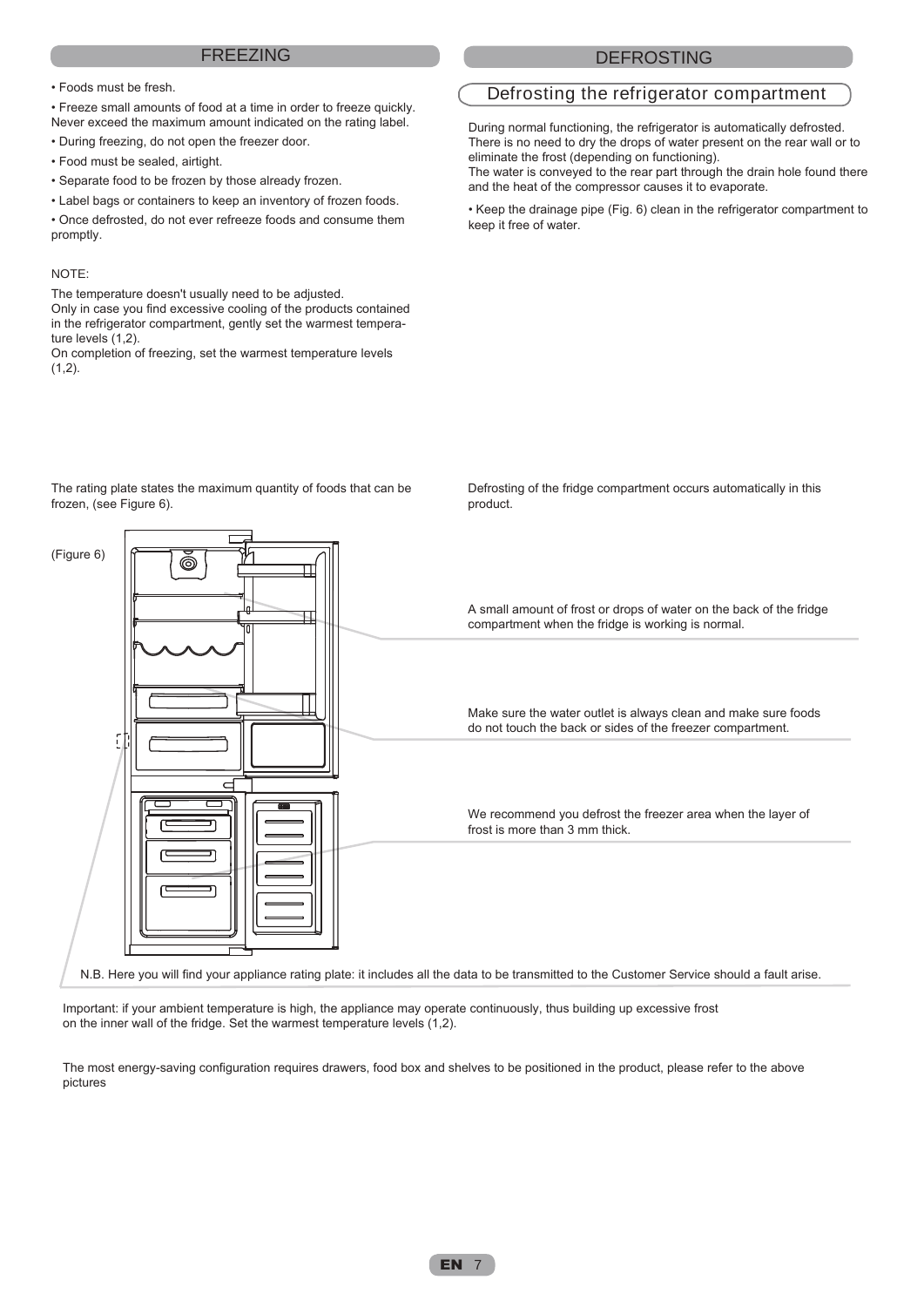## FREEZING

- Foods must be fresh.
- Freeze small amounts of food at a time in order to freeze quickly. Never exceed the maximum amount indicated on the rating label.
- During freezing, do not open the freezer door.
- Food must be sealed, airtight.
- Separate food to be frozen by those already frozen.
- Label bags or containers to keep an inventory of frozen foods.
- Once defrosted, do not ever refreeze foods and consume them promptly.

NOTE:

The temperature doesn't usually need to be adjusted.
Only in case you find excessive cooling of the products contained in the refrigerator compartment, gently set the warmest temperature levels (1,2).
On completion of freezing, set the warmest temperature levels (1,2).

The rating plate states the maximum quantity of foods that can be frozen, (see Figure 6).

## DEFROSTING

### Defrosting the refrigerator compartment

During normal functioning, the refrigerator is automatically defrosted. There is no need to dry the drops of water present on the rear wall or to eliminate the frost (depending on functioning).
The water is conveyed to the rear part through the drain hole found there and the heat of the compressor causes it to evaporate.

- Keep the drainage pipe (Fig. 6) clean in the refrigerator compartment to keep it free of water.

Defrosting of the fridge compartment occurs automatically in this product.

(Figure 6)

A small amount of frost or drops of water on the back of the fridge compartment when the fridge is working is normal.

Make sure the water outlet is always clean and make sure foods do not touch the back or sides of the freezer compartment.

We recommend you defrost the freezer area when the layer of frost is more than 3 mm thick.

N.B. Here you will find your appliance rating plate: it includes all the data to be transmitted to the Customer Service should a fault arise.

Important: if your ambient temperature is high, the appliance may operate continuously, thus building up excessive frost on the inner wall of the fridge. Set the warmest temperature levels (1,2).

The most energy-saving configuration requires drawers, food box and shelves to be positioned in the product, please refer to the above pictures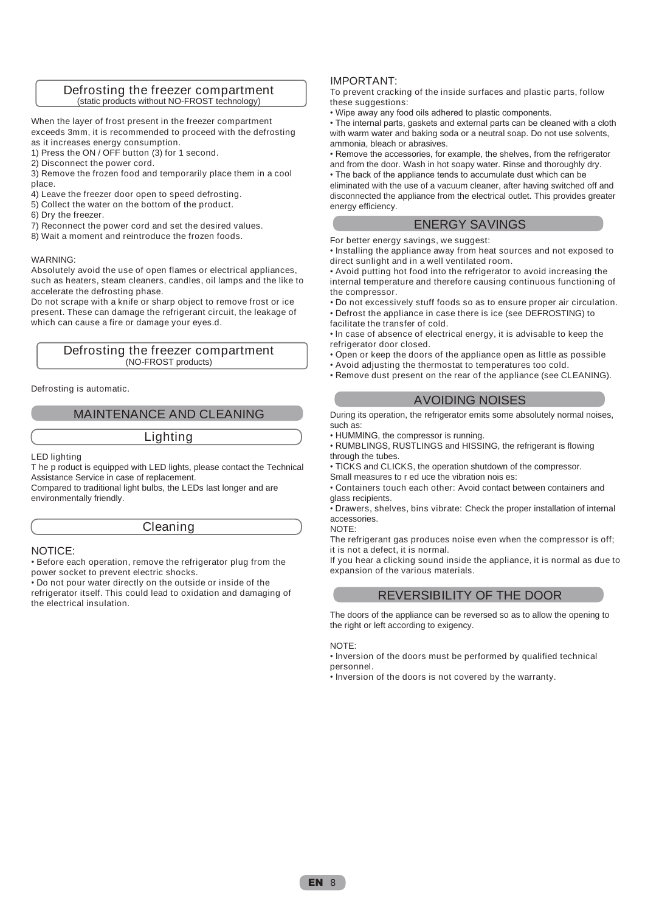## Defrosting the freezer compartment
(static products without NO-FROST technology)

When the layer of frost present in the freezer compartment exceeds 3mm, it is recommended to proceed with the defrosting as it increases energy consumption.
1) Press the ON / OFF button (3) for 1 second.
2) Disconnect the power cord.
3) Remove the frozen food and temporarily place them in a cool place.
4) Leave the freezer door open to speed defrosting.
5) Collect the water on the bottom of the product.
6) Dry the freezer.
7) Reconnect the power cord and set the desired values.
8) Wait a moment and reintroduce the frozen foods.

WARNING:
Absolutely avoid the use of open flames or electrical appliances, such as heaters, steam cleaners, candles, oil lamps and the like to accelerate the defrosting phase.
Do not scrape with a knife or sharp object to remove frost or ice present. These can damage the refrigerant circuit, the leakage of which can cause a fire or damage your eyes.d.

## Defrosting the freezer compartment
(NO-FROST products)

Defrosting is automatic.

# MAINTENANCE AND CLEANING

## Lighting

LED lighting
T he p roduct is equipped with LED lights, please contact the Technical Assistance Service in case of replacement.
Compared to traditional light bulbs, the LEDs last longer and are environmentally friendly.

## Cleaning

NOTICE:
• Before each operation, remove the refrigerator plug from the power socket to prevent electric shocks.
• Do not pour water directly on the outside or inside of the refrigerator itself. This could lead to oxidation and damaging of the electrical insulation.

IMPORTANT:
To prevent cracking of the inside surfaces and plastic parts, follow these suggestions:
• Wipe away any food oils adhered to plastic components.
• The internal parts, gaskets and external parts can be cleaned with a cloth with warm water and baking soda or a neutral soap. Do not use solvents, ammonia, bleach or abrasives.
• Remove the accessories, for example, the shelves, from the refrigerator and from the door. Wash in hot soapy water. Rinse and thoroughly dry.
• The back of the appliance tends to accumulate dust which can be eliminated with the use of a vacuum cleaner, after having switched off and disconnected the appliance from the electrical outlet. This provides greater energy efficiency.

# ENERGY SAVINGS

For better energy savings, we suggest:
• Installing the appliance away from heat sources and not exposed to direct sunlight and in a well ventilated room.
• Avoid putting hot food into the refrigerator to avoid increasing the internal temperature and therefore causing continuous functioning of the compressor.
• Do not excessively stuff foods so as to ensure proper air circulation.
• Defrost the appliance in case there is ice (see DEFROSTING) to facilitate the transfer of cold.
• In case of absence of electrical energy, it is advisable to keep the refrigerator door closed.
• Open or keep the doors of the appliance open as little as possible
• Avoid adjusting the thermostat to temperatures too cold.
• Remove dust present on the rear of the appliance (see CLEANING).

# AVOIDING NOISES

During its operation, the refrigerator emits some absolutely normal noises, such as:
• HUMMING, the compressor is running.
• RUMBLINGS, RUSTLINGS and HISSING, the refrigerant is flowing through the tubes.
• TICKS and CLICKS, the operation shutdown of the compressor.
Small measures to r ed uce the vibration nois es:
• Containers touch each other: Avoid contact between containers and glass recipients.
• Drawers, shelves, bins vibrate: Check the proper installation of internal accessories.
NOTE:
The refrigerant gas produces noise even when the compressor is off; it is not a defect, it is normal.
If you hear a clicking sound inside the appliance, it is normal as due to expansion of the various materials.

# REVERSIBILITY OF THE DOOR

The doors of the appliance can be reversed so as to allow the opening to the right or left according to exigency.

NOTE:
• Inversion of the doors must be performed by qualified technical personnel.
• Inversion of the doors is not covered by the warranty.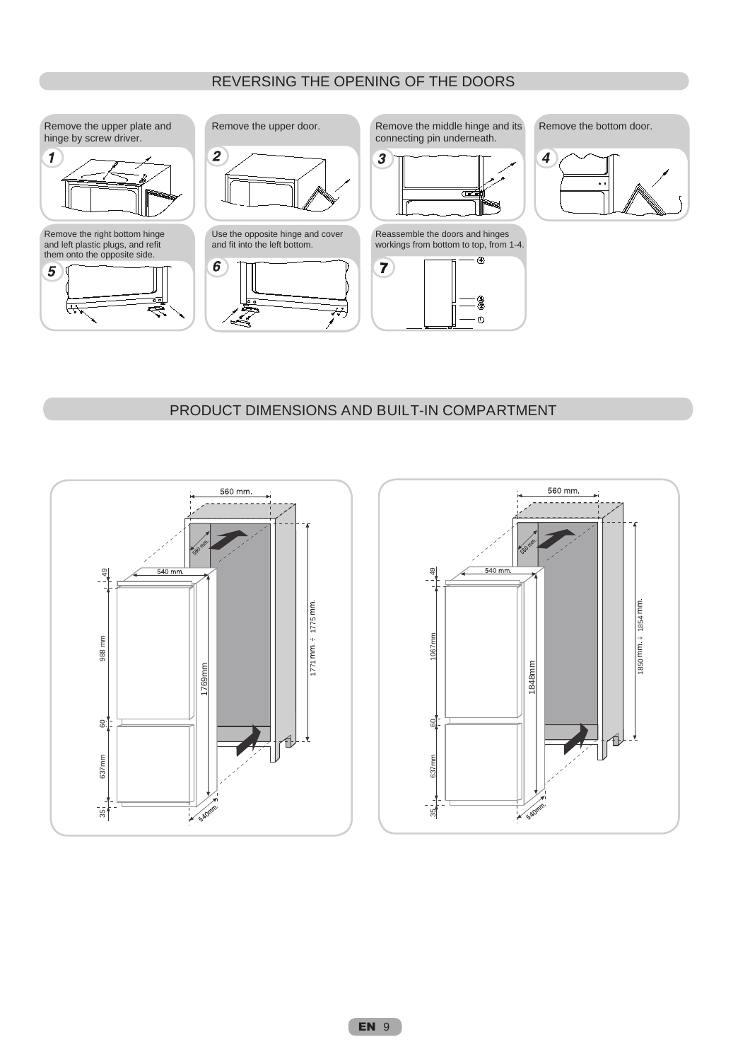## REVERSING THE OPENING OF THE DOORS

1. Remove the upper plate and hinge by screw driver.
2. Remove the upper door.
3. Remove the middle hinge and its connecting pin underneath.
4. Remove the bottom door.
5. Remove the right bottom hinge and left plastic plugs, and refit them onto the opposite side.
6. Use the opposite hinge and cover and fit into the left bottom.
7. Reassemble the doors and hinges workings from bottom to top, from 1-4.

## PRODUCT DIMENSIONS AND BUILT-IN COMPARTMENT

560 mm.

560 mm.

540 mm.

49

988 mm

60

637mm

35

1769mm

1771 mm. ÷ 1775 mm.

540mm.

560 mm.

560 mm.

540 mm.

49

1067mm

60

637mm

35

1848mm

1850 mm. ÷ 1854 mm.

540mm.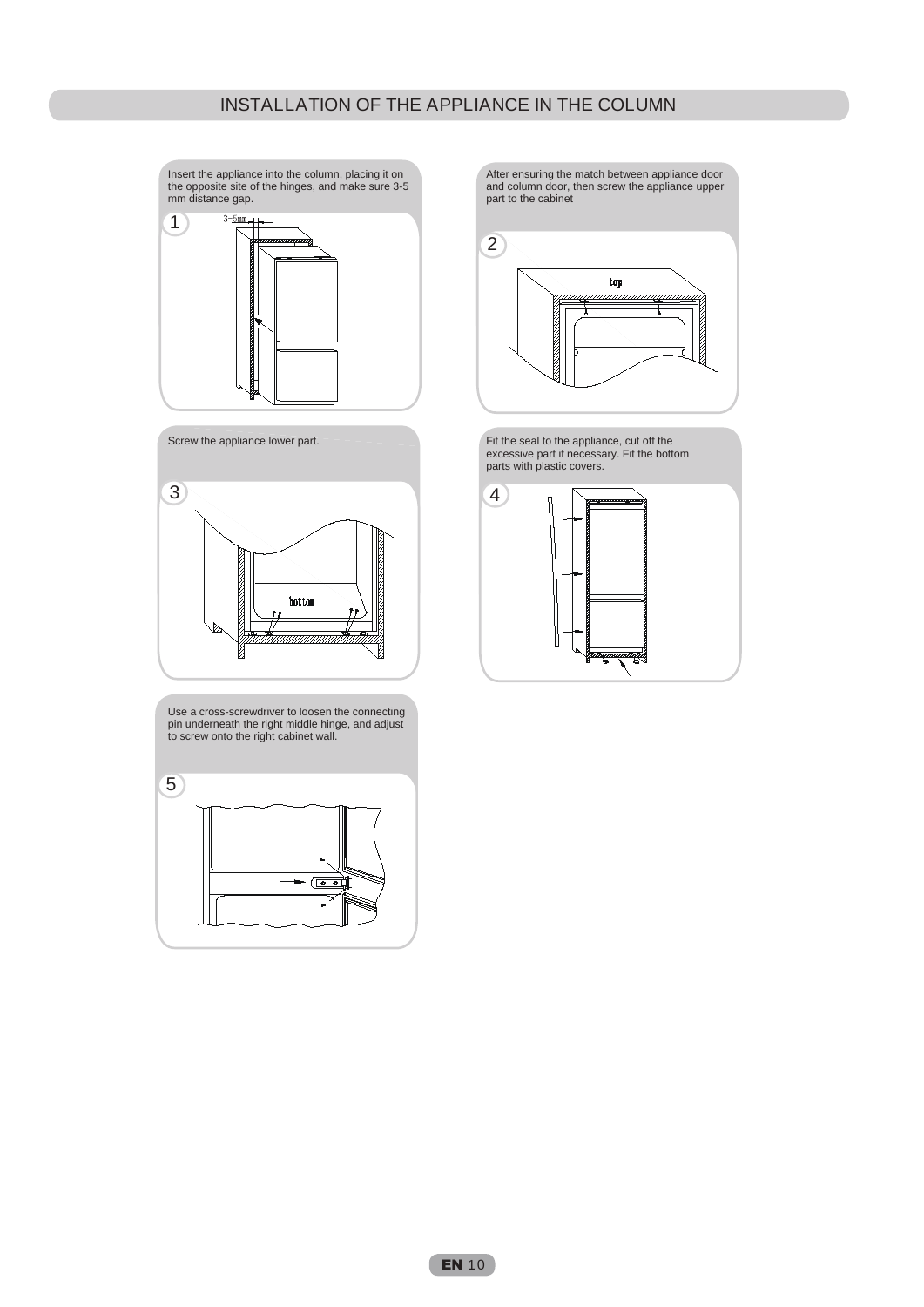# INSTALLATION OF THE APPLIANCE IN THE COLUMN

1. Insert the appliance into the column, placing it on the opposite site of the hinges, and make sure 3-5 mm distance gap.

3-5mm

2. After ensuring the match between appliance door and column door, then screw the appliance upper part to the cabinet

top

3. Screw the appliance lower part.

bottom

4. Fit the seal to the appliance, cut off the excessive part if necessary. Fit the bottom parts with plastic covers.

5. Use a cross-screwdriver to loosen the connecting pin underneath the right middle hinge, and adjust to screw onto the right cabinet wall.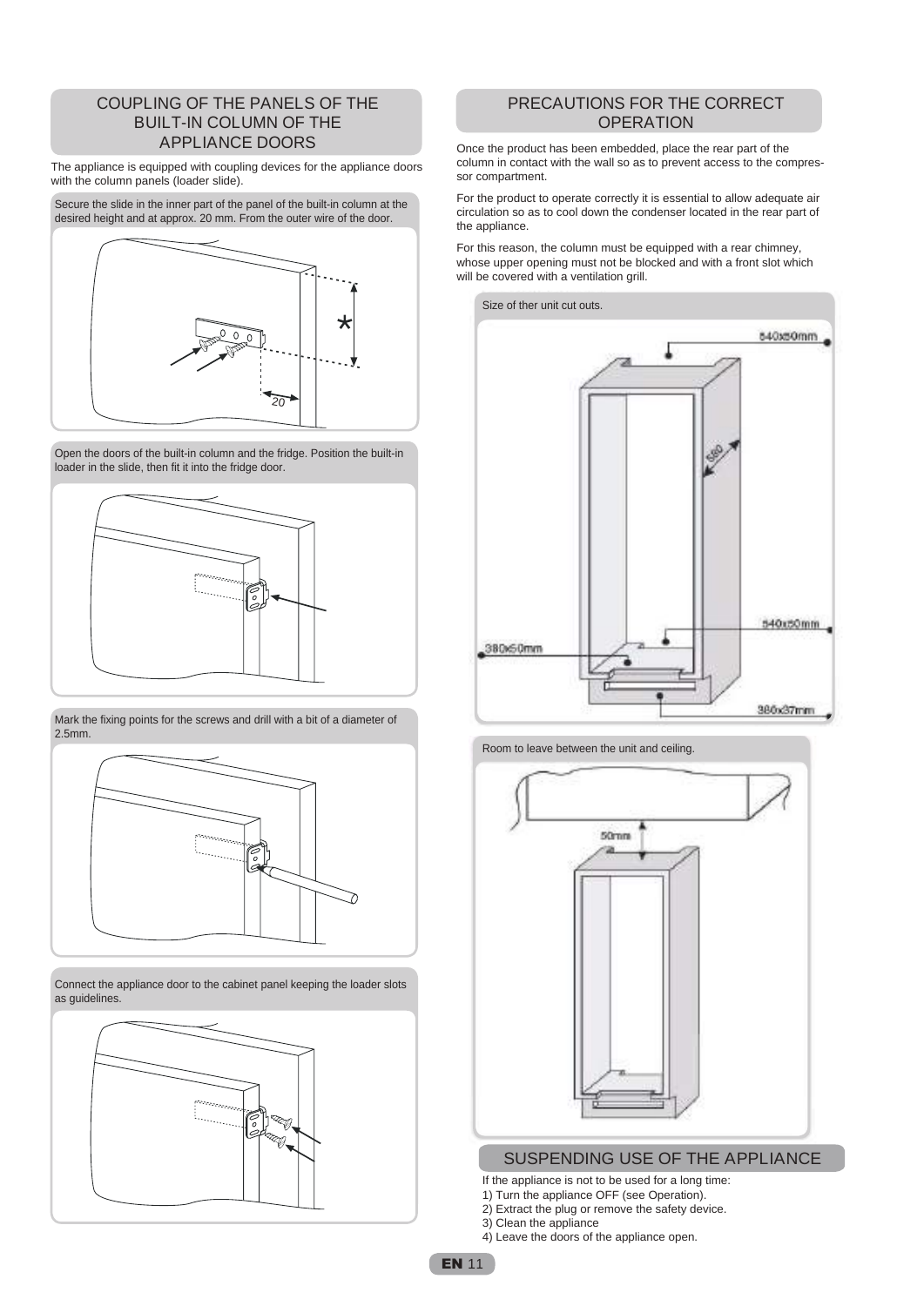## COUPLING OF THE PANELS OF THE BUILT-IN COLUMN OF THE APPLIANCE DOORS

The appliance is equipped with coupling devices for the appliance doors with the column panels (loader slide).

Secure the slide in the inner part of the panel of the built-in column at the desired height and at approx. 20 mm. From the outer wire of the door.

Open the doors of the built-in column and the fridge. Position the built-in loader in the slide, then fit it into the fridge door.

Mark the fixing points for the screws and drill with a bit of a diameter of 2.5mm.

Connect the appliance door to the cabinet panel keeping the loader slots as guidelines.

## PRECAUTIONS FOR THE CORRECT OPERATION

Once the product has been embedded, place the rear part of the column in contact with the wall so as to prevent access to the compressor compartment.

For the product to operate correctly it is essential to allow adequate air circulation so as to cool down the condenser located in the rear part of the appliance.

For this reason, the column must be equipped with a rear chimney, whose upper opening must not be blocked and with a front slot which will be covered with a ventilation grill.

Size of ther unit cut outs.

540x50mm

560

540x50mm

380x50mm

386x37mm

Room to leave between the unit and ceiling.

50mm

## SUSPENDING USE OF THE APPLIANCE

If the appliance is not to be used for a long time:

1) Turn the appliance OFF (see Operation).
2) Extract the plug or remove the safety device.
3) Clean the appliance
4) Leave the doors of the appliance open.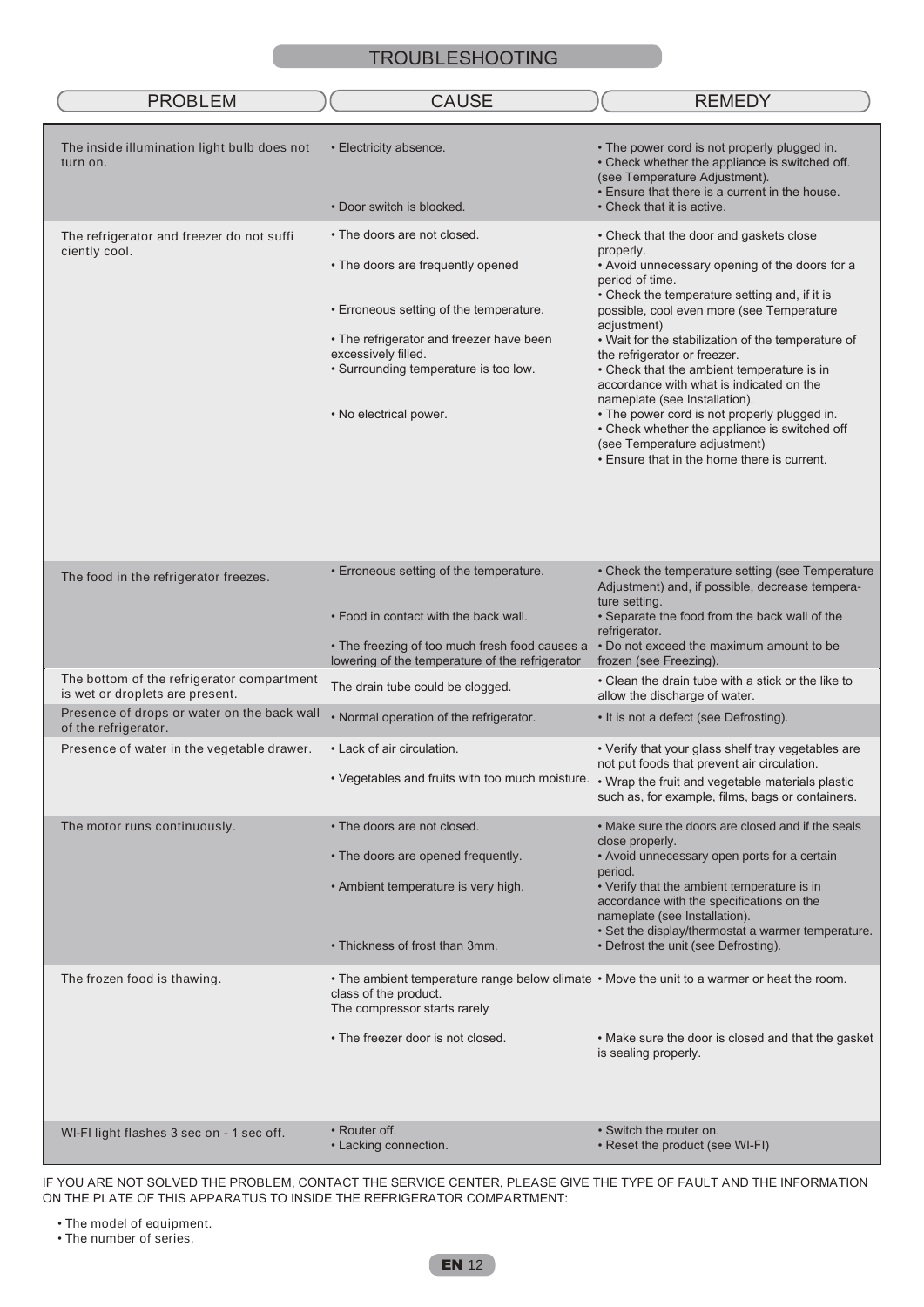# TROUBLESHOOTING

| PROBLEM | CAUSE | REMEDY |
|---|---|---|
| The inside illumination light bulb does not turn on. | • Electricity absence.<br><br><br><br>• Door switch is blocked. | • The power cord is not properly plugged in.<br>• Check whether the appliance is switched off. (see Temperature Adjustment).<br>• Ensure that there is a current in the house.<br>• Check that it is active. |
| The refrigerator and freezer do not suffi ciently cool. | • The doors are not closed.<br>• The doors are frequently opened<br>• Erroneous setting of the temperature.<br>• The refrigerator and freezer have been excessively filled.<br>• Surrounding temperature is too low.<br>• No electrical power. | • Check that the door and gaskets close properly.<br>• Avoid unnecessary opening of the doors for a period of time.<br>• Check the temperature setting and, if it is possible, cool even more (see Temperature adjustment)<br>• Wait for the stabilization of the temperature of the refrigerator or freezer.<br>• Check that the ambient temperature is in accordance with what is indicated on the nameplate (see Installation).<br>• The power cord is not properly plugged in.<br>• Check whether the appliance is switched off (see Temperature adjustment)<br>• Ensure that in the home there is current. |
| The food in the refrigerator freezes. | • Erroneous setting of the temperature.<br>• Food in contact with the back wall.<br>• The freezing of too much fresh food causes a lowering of the temperature of the refrigerator | • Check the temperature setting (see Temperature Adjustment) and, if possible, decrease temperature setting.<br>• Separate the food from the back wall of the refrigerator.<br>• Do not exceed the maximum amount to be frozen (see Freezing). |
| The bottom of the refrigerator compartment is wet or droplets are present. | The drain tube could be clogged. | • Clean the drain tube with a stick or the like to allow the discharge of water. |
| Presence of drops or water on the back wall of the refrigerator. | • Normal operation of the refrigerator. | • It is not a defect (see Defrosting). |
| Presence of water in the vegetable drawer. | • Lack of air circulation.<br>• Vegetables and fruits with too much moisture. | • Verify that your glass shelf tray vegetables are not put foods that prevent air circulation.<br>• Wrap the fruit and vegetable materials plastic such as, for example, films, bags or containers. |
| The motor runs continuously. | • The doors are not closed.<br>• The doors are opened frequently.<br>• Ambient temperature is very high.<br><br>• Thickness of frost than 3mm. | • Make sure the doors are closed and if the seals close properly.<br>• Avoid unnecessary open ports for a certain period.<br>• Verify that the ambient temperature is in accordance with the specifications on the nameplate (see Installation).<br>• Set the display/thermostat a warmer temperature.<br>• Defrost the unit (see Defrosting). |
| The frozen food is thawing. | • The ambient temperature range below climate class of the product. The compressor starts rarely<br>• The freezer door is not closed. | • Move the unit to a warmer or heat the room.<br><br>• Make sure the door is closed and that the gasket is sealing properly. |
| WI-FI light flashes 3 sec on - 1 sec off. | • Router off.<br>• Lacking connection. | • Switch the router on.<br>• Reset the product (see WI-FI) |

IF YOU ARE NOT SOLVED THE PROBLEM, CONTACT THE SERVICE CENTER, PLEASE GIVE THE TYPE OF FAULT AND THE INFORMATION ON THE PLATE OF THIS APPARATUS TO INSIDE THE REFRIGERATOR COMPARTMENT:

- The model of equipment.
- The number of series.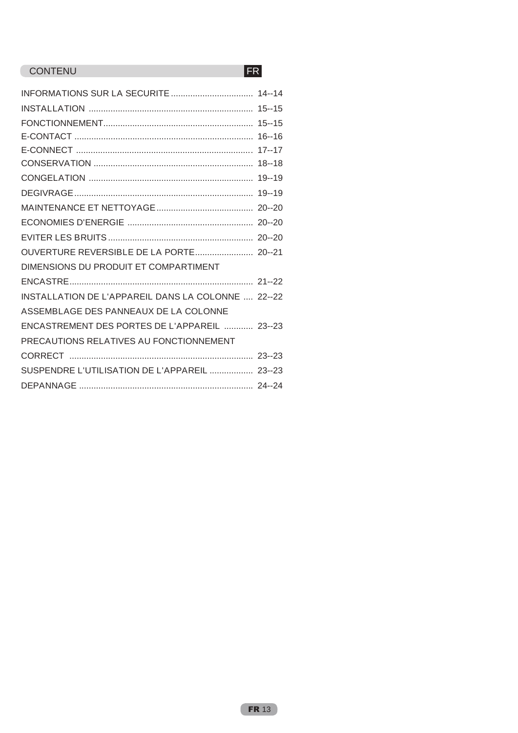## CONTENU FR

| | |
|---|---|
| INFORMATIONS SUR LA SECURITE | 14--14 |
| INSTALLATION | 15--15 |
| FONCTIONNEMENT | 15--15 |
| E-CONTACT | 16--16 |
| E-CONNECT | 17--17 |
| CONSERVATION | 18--18 |
| CONGELATION | 19--19 |
| DEGIVRAGE | 19--19 |
| MAINTENANCE ET NETTOYAGE | 20--20 |
| ECONOMIES D'ENERGIE | 20--20 |
| EVITER LES BRUITS | 20--20 |
| OUVERTURE REVERSIBLE DE LA PORTE | 20--21 |
| DIMENSIONS DU PRODUIT ET COMPARTIMENT ENCASTRE | 21--22 |
| INSTALLATION DE L'APPAREIL DANS LA COLONNE | 22--22 |
| ASSEMBLAGE DES PANNEAUX DE LA COLONNE ENCASTREMENT DES PORTES DE L'APPAREIL | 23--23 |
| PRECAUTIONS RELATIVES AU FONCTIONNEMENT CORRECT | 23--23 |
| SUSPENDRE L'UTILISATION DE L'APPAREIL | 23--23 |
| DEPANNAGE | 24--24 |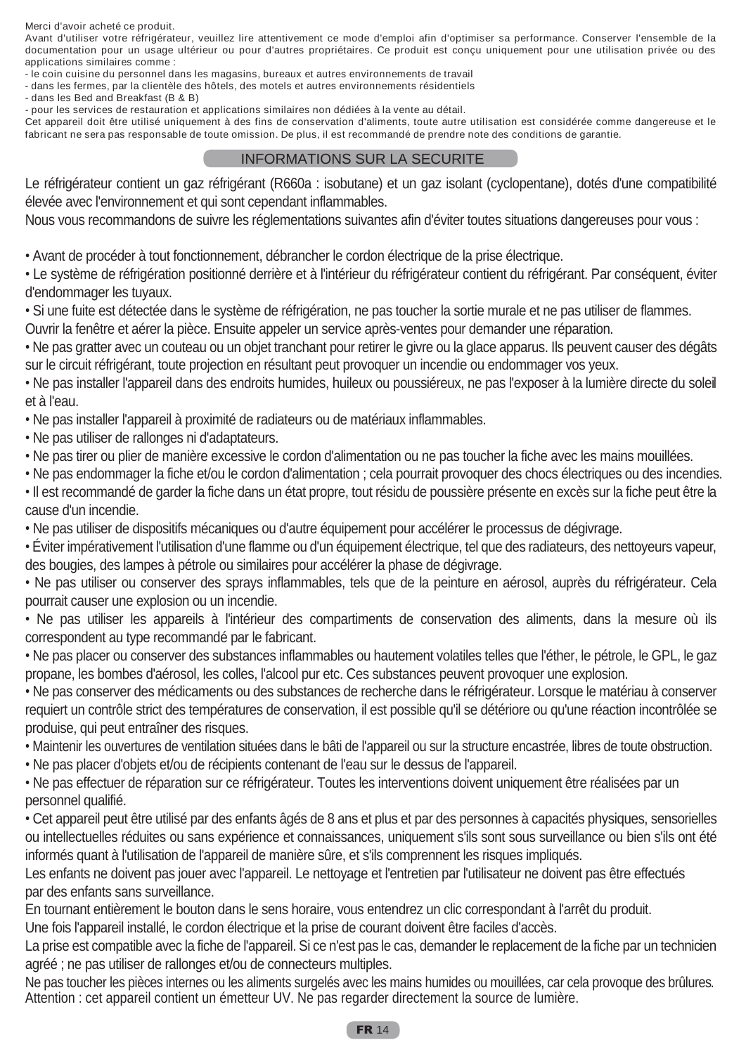Merci d'avoir acheté ce produit.

Avant d'utiliser votre réfrigérateur, veuillez lire attentivement ce mode d'emploi afin d'optimiser sa performance. Conserver l'ensemble de la documentation pour un usage ultérieur ou pour d'autres propriétaires. Ce produit est conçu uniquement pour une utilisation privée ou des applications similaires comme :

- le coin cuisine du personnel dans les magasins, bureaux et autres environnements de travail
- dans les fermes, par la clientèle des hôtels, des motels et autres environnements résidentiels
- dans les Bed and Breakfast (B & B)
- pour les services de restauration et applications similaires non dédiées à la vente au détail.

Cet appareil doit être utilisé uniquement à des fins de conservation d'aliments, toute autre utilisation est considérée comme dangereuse et le fabricant ne sera pas responsable de toute omission. De plus, il est recommandé de prendre note des conditions de garantie.

## INFORMATIONS SUR LA SECURITE

Le réfrigérateur contient un gaz réfrigérant (R660a : isobutane) et un gaz isolant (cyclopentane), dotés d'une compatibilité élevée avec l'environnement et qui sont cependant inflammables.

Nous vous recommandons de suivre les réglementations suivantes afin d'éviter toutes situations dangereuses pour vous :

- Avant de procéder à tout fonctionnement, débrancher le cordon électrique de la prise électrique.
- Le système de réfrigération positionné derrière et à l'intérieur du réfrigérateur contient du réfrigérant. Par conséquent, éviter d'endommager les tuyaux.
- Si une fuite est détectée dans le système de réfrigération, ne pas toucher la sortie murale et ne pas utiliser de flammes. Ouvrir la fenêtre et aérer la pièce. Ensuite appeler un service après-ventes pour demander une réparation.
- Ne pas gratter avec un couteau ou un objet tranchant pour retirer le givre ou la glace apparus. Ils peuvent causer des dégâts sur le circuit réfrigérant, toute projection en résultant peut provoquer un incendie ou endommager vos yeux.
- Ne pas installer l'appareil dans des endroits humides, huileux ou poussiéreux, ne pas l'exposer à la lumière directe du soleil et à l'eau.
- Ne pas installer l'appareil à proximité de radiateurs ou de matériaux inflammables.
- Ne pas utiliser de rallonges ni d'adaptateurs.
- Ne pas tirer ou plier de manière excessive le cordon d'alimentation ou ne pas toucher la fiche avec les mains mouillées.
- Ne pas endommager la fiche et/ou le cordon d'alimentation ; cela pourrait provoquer des chocs électriques ou des incendies.
- Il est recommandé de garder la fiche dans un état propre, tout résidu de poussière présente en excès sur la fiche peut être la cause d'un incendie.
- Ne pas utiliser de dispositifs mécaniques ou d'autre équipement pour accélérer le processus de dégivrage.
- Éviter impérativement l'utilisation d'une flamme ou d'un équipement électrique, tel que des radiateurs, des nettoyeurs vapeur, des bougies, des lampes à pétrole ou similaires pour accélérer la phase de dégivrage.
- Ne pas utiliser ou conserver des sprays inflammables, tels que de la peinture en aérosol, auprès du réfrigérateur. Cela pourrait causer une explosion ou un incendie.
- Ne pas utiliser les appareils à l'intérieur des compartiments de conservation des aliments, dans la mesure où ils correspondent au type recommandé par le fabricant.
- Ne pas placer ou conserver des substances inflammables ou hautement volatiles telles que l'éther, le pétrole, le GPL, le gaz propane, les bombes d'aérosol, les colles, l'alcool pur etc. Ces substances peuvent provoquer une explosion.
- Ne pas conserver des médicaments ou des substances de recherche dans le réfrigérateur. Lorsque le matériau à conserver requiert un contrôle strict des températures de conservation, il est possible qu'il se détériore ou qu'une réaction incontrôlée se produise, qui peut entraîner des risques.
- Maintenir les ouvertures de ventilation situées dans le bâti de l'appareil ou sur la structure encastrée, libres de toute obstruction.
- Ne pas placer d'objets et/ou de récipients contenant de l'eau sur le dessus de l'appareil.
- Ne pas effectuer de réparation sur ce réfrigérateur. Toutes les interventions doivent uniquement être réalisées par un personnel qualifié.
- Cet appareil peut être utilisé par des enfants âgés de 8 ans et plus et par des personnes à capacités physiques, sensorielles ou intellectuelles réduites ou sans expérience et connaissances, uniquement s'ils sont sous surveillance ou bien s'ils ont été informés quant à l'utilisation de l'appareil de manière sûre, et s'ils comprennent les risques impliqués.

Les enfants ne doivent pas jouer avec l'appareil. Le nettoyage et l'entretien par l'utilisateur ne doivent pas être effectués par des enfants sans surveillance.

En tournant entièrement le bouton dans le sens horaire, vous entendrez un clic correspondant à l'arrêt du produit.

Une fois l'appareil installé, le cordon électrique et la prise de courant doivent être faciles d'accès.

La prise est compatible avec la fiche de l'appareil. Si ce n'est pas le cas, demander le replacement de la fiche par un technicien agréé ; ne pas utiliser de rallonges et/ou de connecteurs multiples.

Ne pas toucher les pièces internes ou les aliments surgelés avec les mains humides ou mouillées, car cela provoque des brûlures.

Attention : cet appareil contient un émetteur UV. Ne pas regarder directement la source de lumière.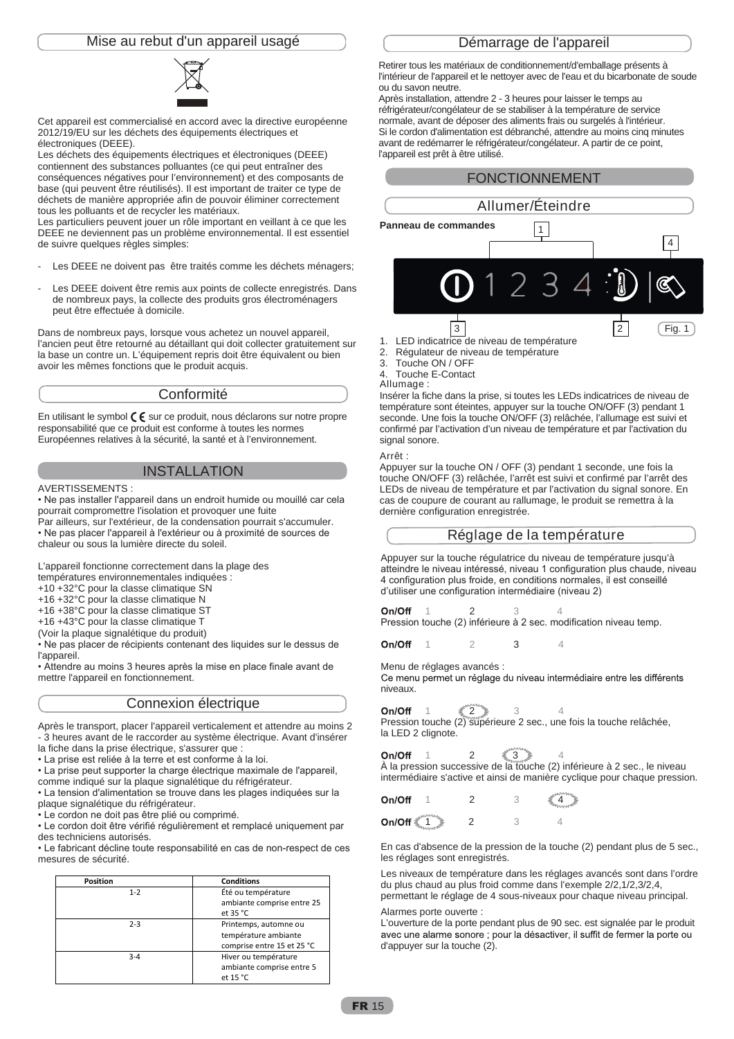## Mise au rebut d'un appareil usagé

Cet appareil est commercialisé en accord avec la directive européenne 2012/19/EU sur les déchets des équipements électriques et électroniques (DEEE).

Les déchets des équipements électriques et électroniques (DEEE) contiennent des substances polluantes (ce qui peut entraîner des conséquences négatives pour l'environnement) et des composants de base (qui peuvent être réutilisés). Il est important de traiter ce type de déchets de manière appropriée afin de pouvoir éliminer correctement tous les polluants et de recycler les matériaux.

Les particuliers peuvent jouer un rôle important en veillant à ce que les DEEE ne deviennent pas un problème environnemental. Il est essentiel de suivre quelques règles simples:

- Les DEEE ne doivent pas être traités comme les déchets ménagers;
- Les DEEE doivent être remis aux points de collecte enregistrés. Dans de nombreux pays, la collecte des produits gros électroménagers peut être effectuée à domicile.

Dans de nombreux pays, lorsque vous achetez un nouvel appareil, l'ancien peut être retourné au détaillant qui doit collecter gratuitement sur la base un contre un. L'équipement repris doit être équivalent ou bien avoir les mêmes fonctions que le produit acquis.

## Conformité

En utilisant le symbol CE sur ce produit, nous déclarons sur notre propre responsabilité que ce produit est conforme à toutes les normes Européennes relatives à la sécurité, la santé et à l'environnement.

# INSTALLATION

AVERTISSEMENTS :

• Ne pas installer l'appareil dans un endroit humide ou mouillé car cela pourrait compromettre l'isolation et provoquer une fuite
Par ailleurs, sur l'extérieur, de la condensation pourrait s'accumuler.
• Ne pas placer l'appareil à l'extérieur ou à proximité de sources de chaleur ou sous la lumière directe du soleil.

L'appareil fonctionne correctement dans la plage des températures environnementales indiquées :
+10 +32°C pour la classe climatique SN
+16 +32°C pour la classe climatique N
+16 +38°C pour la classe climatique ST
+16 +43°C pour la classe climatique T
(Voir la plaque signalétique du produit)
• Ne pas placer de récipients contenant des liquides sur le dessus de l'appareil.
• Attendre au moins 3 heures après la mise en place finale avant de mettre l'appareil en fonctionnement.

## Connexion électrique

Après le transport, placer l'appareil verticalement et attendre au moins 2 - 3 heures avant de le raccorder au système électrique. Avant d'insérer la fiche dans la prise électrique, s'assurer que :
• La prise est reliée à la terre et est conforme à la loi.
• La prise peut supporter la charge électrique maximale de l'appareil, comme indiqué sur la plaque signalétique du réfrigérateur.
• La tension d'alimentation se trouve dans les plages indiquées sur la plaque signalétique du réfrigérateur.
• Le cordon ne doit pas être plié ou comprimé.
• Le cordon doit être vérifié régulièrement et remplacé uniquement par des techniciens autorisés.
• Le fabricant décline toute responsabilité en cas de non-respect de ces mesures de sécurité.

| Position | Conditions |
|---|---|
| 1-2 | Été ou température ambiante comprise entre 25 et 35 °C |
| 2-3 | Printemps, automne ou température ambiante comprise entre 15 et 25 °C |
| 3-4 | Hiver ou température ambiante comprise entre 5 et 15 °C |

## Démarrage de l'appareil

Retirer tous les matériaux de conditionnement/d'emballage présents à l'intérieur de l'appareil et le nettoyer avec de l'eau et du bicarbonate de soude ou du savon neutre.
Après installation, attendre 2 - 3 heures pour laisser le temps au réfrigérateur/congélateur de se stabiliser à la température de service normale, avant de déposer des aliments frais ou surgelés à l'intérieur.
Si le cordon d'alimentation est débranché, attendre au moins cinq minutes avant de redémarrer le réfrigérateur/congélateur. A partir de ce point, l'appareil est prêt à être utilisé.

# FONCTIONNEMENT

## Allumer/Éteindre

**Panneau de commandes**

Fig. 1

1. LED indicatrice de niveau de température
2. Régulateur de niveau de température
3. Touche ON / OFF
4. Touche E-Contact

Allumage :

Insérer la fiche dans la prise, si toutes les LEDs indicatrices de niveau de température sont éteintes, appuyer sur la touche ON/OFF (3) pendant 1 seconde. Une fois la touche ON/OFF (3) relâchée, l'allumage est suivi et confirmé par l'activation d'un niveau de température et par l'activation du signal sonore.

Arrêt :

Appuyer sur la touche ON / OFF (3) pendant 1 seconde, une fois la touche ON/OFF (3) relâchée, l'arrêt est suivi et confirmé par l'arrêt des LEDs de niveau de température et par l'activation du signal sonore. En cas de coupure de courant au rallumage, le produit se remettra à la dernière configuration enregistrée.

## Réglage de la température

Appuyer sur la touche régulatrice du niveau de température jusqu'à atteindre le niveau intéressé, niveau 1 configuration plus chaude, niveau 4 configuration plus froide, en conditions normales, il est conseillé d'utiliser une configuration intermédiaire (niveau 2)

**On/Off** 1 2 3 4
Pression touche (2) inférieure à 2 sec. modification niveau temp.

**On/Off** 1 2 3 4

Menu de réglages avancés :
Ce menu permet un réglage du niveau intermédiaire entre les différents niveaux.

**On/Off** 1 2 3 4
Pression touche (2) supérieure 2 sec., une fois la touche relâchée, la LED 2 clignote.

**On/Off** 1 2 3 4
À la pression successive de la touche (2) inférieure à 2 sec., le niveau intermédiaire s'active et ainsi de manière cyclique pour chaque pression.

**On/Off** 1 2 3 4

**On/Off** 1 2 3 4

En cas d'absence de la pression de la touche (2) pendant plus de 5 sec., les réglages sont enregistrés.

Les niveaux de température dans les réglages avancés sont dans l'ordre du plus chaud au plus froid comme dans l'exemple 2/2,1/2,3/2,4, permettant le réglage de 4 sous-niveaux pour chaque niveau principal.

Alarmes porte ouverte :
L'ouverture de la porte pendant plus de 90 sec. est signalée par le produit avec une alarme sonore ; pour la désactiver, il suffit de fermer la porte ou d'appuyer sur la touche (2).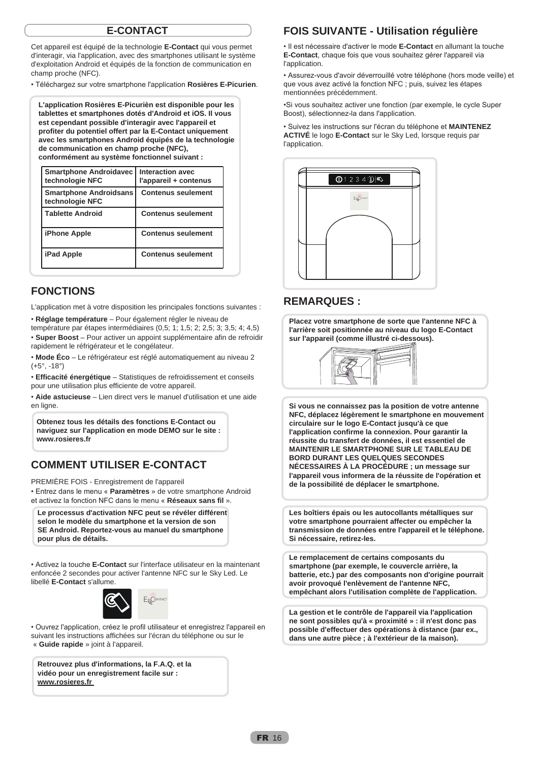## E-CONTACT

Cet appareil est équipé de la technologie **E-Contact** qui vous permet d'interagir, via l'application, avec des smartphones utilisant le système d'exploitation Android et équipés de la fonction de communication en champ proche (NFC).

• Téléchargez sur votre smartphone l'application **Rosières E-Picurien**.

**L'application Rosières E-Picuriën est disponible pour les tablettes et smartphones dotés d'Android et iOS. Il vous est cependant possible d'interagir avec l'appareil et profiter du potentiel offert par la E-Contact uniquement avec les smartphones Android équipés de la technologie de communication en champ proche (NFC), conformément au système fonctionnel suivant :**

| Smartphone Androidavec technologie NFC | Interaction avec l'appareil + contenus |
|---|---|
| Smartphone Androidsans technologie NFC | Contenus seulement |
| Tablette Android | Contenus seulement |
| iPhone Apple | Contenus seulement |
| iPad Apple | Contenus seulement |

## FONCTIONS

L'application met à votre disposition les principales fonctions suivantes :

• **Réglage température** – Pour également régler le niveau de température par étapes intermédiaires (0,5; 1; 1,5; 2; 2,5; 3; 3,5; 4; 4,5)
• **Super Boost** – Pour activer un appoint supplémentaire afin de refroidir rapidement le réfrigérateur et le congélateur.

• **Mode Éco** – Le réfrigérateur est réglé automatiquement au niveau 2 (+5°, -18°)

• **Efficacité énergétique** – Statistiques de refroidissement et conseils pour une utilisation plus efficiente de votre appareil.

• **Aide astucieuse** – Lien direct vers le manuel d'utilisation et une aide en ligne.

**Obtenez tous les détails des fonctions E-Contact ou naviguez sur l'application en mode DEMO sur le site : www.rosieres.fr**

## COMMENT UTILISER E-CONTACT

PREMIÈRE FOIS - Enregistrement de l'appareil

• Entrez dans le menu « **Paramètres** » de votre smartphone Android et activez la fonction NFC dans le menu « **Réseaux sans fil** ».

**Le processus d'activation NFC peut se révéler différent selon le modèle du smartphone et la version de son SE Android. Reportez-vous au manuel du smartphone pour plus de détails.**

• Activez la touche **E-Contact** sur l'interface utilisateur en la maintenant enfoncée 2 secondes pour activer l'antenne NFC sur le Sky Led. Le libellé **E-Contact** s'allume.

• Ouvrez l'application, créez le profil utilisateur et enregistrez l'appareil en suivant les instructions affichées sur l'écran du téléphone ou sur le « **Guide rapide** » joint à l'appareil.

**Retrouvez plus d'informations, la F.A.Q. et la vidéo pour un enregistrement facile sur : www.rosieres.fr**

## FOIS SUIVANTE - Utilisation régulière

• Il est nécessaire d'activer le mode **E-Contact** en allumant la touche **E-Contact**, chaque fois que vous souhaitez gérer l'appareil via l'application.

• Assurez-vous d'avoir déverrouillé votre téléphone (hors mode veille) et que vous avez activé la fonction NFC ; puis, suivez les étapes mentionnées précédemment.

•Si vous souhaitez activer une fonction (par exemple, le cycle Super Boost), sélectionnez-la dans l'application.

• Suivez les instructions sur l'écran du téléphone et **MAINTENEZ ACTIVÉ** le logo **E-Contact** sur le Sky Led, lorsque requis par l'application.

## REMARQUES :

**Placez votre smartphone de sorte que l'antenne NFC à l'arrière soit positionnée au niveau du logo E-Contact sur l'appareil (comme illustré ci-dessous).**

**Si vous ne connaissez pas la position de votre antenne NFC, déplacez légèrement le smartphone en mouvement circulaire sur le logo E-Contact jusqu'à ce que l'application confirme la connexion. Pour garantir la réussite du transfert de données, il est essentiel de MAINTENIR LE SMARTPHONE SUR LE TABLEAU DE BORD DURANT LES QUELQUES SECONDES NÉCESSAIRES À LA PROCÉDURE ; un message sur l'appareil vous informera de la réussite de l'opération et de la possibilité de déplacer le smartphone.**

**Les boîtiers épais ou les autocollants métalliques sur votre smartphone pourraient affecter ou empêcher la transmission de données entre l'appareil et le téléphone. Si nécessaire, retirez-les.**

**Le remplacement de certains composants du smartphone (par exemple, le couvercle arrière, la batterie, etc.) par des composants non d'origine pourrait avoir provoqué l'enlèvement de l'antenne NFC, empêchant alors l'utilisation complète de l'application.**

**La gestion et le contrôle de l'appareil via l'application ne sont possibles qu'à « proximité » : il n'est donc pas possible d'effectuer des opérations à distance (par ex., dans une autre pièce ; à l'extérieur de la maison).**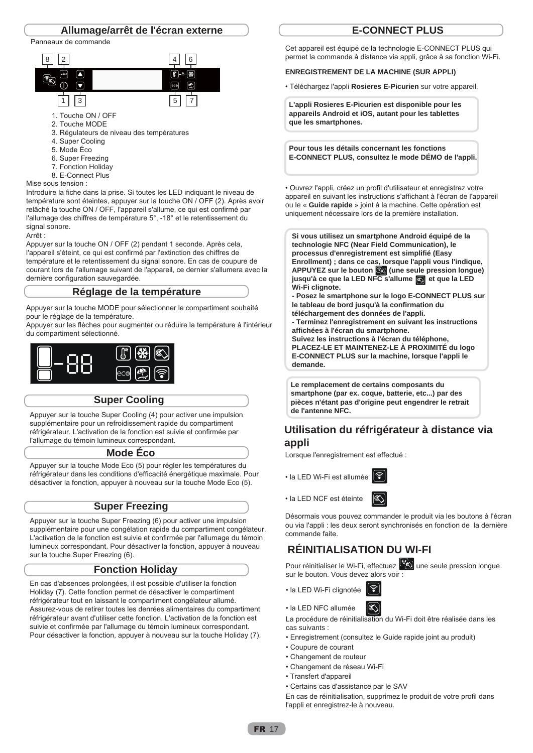## Allumage/arrêt de l'écran externe

Panneaux de commande

1. Touche ON / OFF
2. Touche MODE
3. Régulateurs de niveau des températures
4. Super Cooling
5. Mode Éco
6. Super Freezing
7. Fonction Holiday
8. E-Connect Plus

Mise sous tension :

Introduire la fiche dans la prise. Si toutes les LED indiquant le niveau de température sont éteintes, appuyer sur la touche ON / OFF (2). Après avoir relâché la touche ON / OFF, l'appareil s'allume, ce qui est confirmé par l'allumage des chiffres de température 5°, -18° et le retentissement du signal sonore.

Arrêt :

Appuyer sur la touche ON / OFF (2) pendant 1 seconde. Après cela, l'appareil s'éteint, ce qui est confirmé par l'extinction des chiffres de température et le retentissement du signal sonore. En cas de coupure de courant lors de l'allumage suivant de l'appareil, ce dernier s'allumera avec la dernière configuration sauvegardée.

## Réglage de la température

Appuyer sur la touche MODE pour sélectionner le compartiment souhaité pour le réglage de la température.

Appuyer sur les flèches pour augmenter ou réduire la température à l'intérieur du compartiment sélectionné.

## Super Cooling

Appuyer sur la touche Super Cooling (4) pour activer une impulsion supplémentaire pour un refroidissement rapide du compartiment réfrigérateur. L'activation de la fonction est suivie et confirmée par l'allumage du témoin lumineux correspondant.

## Mode Éco

Appuyer sur la touche Mode Eco (5) pour régler les températures du réfrigérateur dans les conditions d'efficacité énergétique maximale. Pour désactiver la fonction, appuyer à nouveau sur la touche Mode Eco (5).

## Super Freezing

Appuyer sur la touche Super Freezing (6) pour activer une impulsion supplémentaire pour une congélation rapide du compartiment congélateur. L'activation de la fonction est suivie et confirmée par l'allumage du témoin lumineux correspondant. Pour désactiver la fonction, appuyer à nouveau sur la touche Super Freezing (6).

## Fonction Holiday

En cas d'absences prolongées, il est possible d'utiliser la fonction Holiday (7). Cette fonction permet de désactiver le compartiment réfrigérateur tout en laissant le compartiment congélateur allumé. Assurez-vous de retirer toutes les denrées alimentaires du compartiment réfrigérateur avant d'utiliser cette fonction. L'activation de la fonction est suivie et confirmée par l'allumage du témoin lumineux correspondant. Pour désactiver la fonction, appuyer à nouveau sur la touche Holiday (7).

## E-CONNECT PLUS

Cet appareil est équipé de la technologie E-CONNECT PLUS qui permet la commande à distance via appli, grâce à sa fonction Wi-Fi.

**ENREGISTREMENT DE LA MACHINE (SUR APPLI)**

• Téléchargez l'appli **Rosieres E-Picurien** sur votre appareil.

**L'appli Rosieres E-Picurien est disponible pour les appareils Android et iOS, autant pour les tablettes que les smartphones.**

**Pour tous les détails concernant les fonctions E-CONNECT PLUS, consultez le mode DÉMO de l'appli.**

• Ouvrez l'appli, créez un profil d'utilisateur et enregistrez votre appareil en suivant les instructions s'affichant à l'écran de l'appareil ou le « **Guide rapide** » joint à la machine. Cette opération est uniquement nécessaire lors de la première installation.

**Si vous utilisez un smartphone Android équipé de la technologie NFC (Near Field Communication), le processus d'enregistrement est simplifié (Easy Enrollment) ; dans ce cas, lorsque l'appli vous l'indique, APPUYEZ sur le bouton (une seule pression longue) jusqu'à ce que la LED NFC s'allume et que la LED Wi-Fi clignote.**

**- Posez le smartphone sur le logo E-CONNECT PLUS sur le tableau de bord jusqu'à la confirmation du téléchargement des données de l'appli.**

**- Terminez l'enregistrement en suivant les instructions affichées à l'écran du smartphone.**

**Suivez les instructions à l'écran du téléphone, PLACEZ-LE ET MAINTENEZ-LE À PROXIMITÉ du logo E-CONNECT PLUS sur la machine, lorsque l'appli le demande.**

**Le remplacement de certains composants du smartphone (par ex. coque, batterie, etc...) par des pièces n'étant pas d'origine peut engendrer le retrait de l'antenne NFC.**

## Utilisation du réfrigérateur à distance via appli

Lorsque l'enregistrement est effectué :

• la LED Wi-Fi est allumée

• la LED NCF est éteinte

Désormais vous pouvez commander le produit via les boutons à l'écran ou via l'appli : les deux seront synchronisés en fonction de la dernière commande faite.

## RÉINITIALISATION DU WI-FI

Pour réinitialiser le Wi-Fi, effectuez une seule pression longue sur le bouton. Vous devez alors voir :

• la LED Wi-Fi clignotée

• la LED NFC allumée

La procédure de réinitialisation du Wi-Fi doit être réalisée dans les cas suivants :

• Enregistrement (consultez le Guide rapide joint au produit)
• Coupure de courant
• Changement de routeur
• Changement de réseau Wi-Fi
• Transfert d'appareil
• Certains cas d'assistance par le SAV

En cas de réinitialisation, supprimez le produit de votre profil dans l'appli et enregistrez-le à nouveau.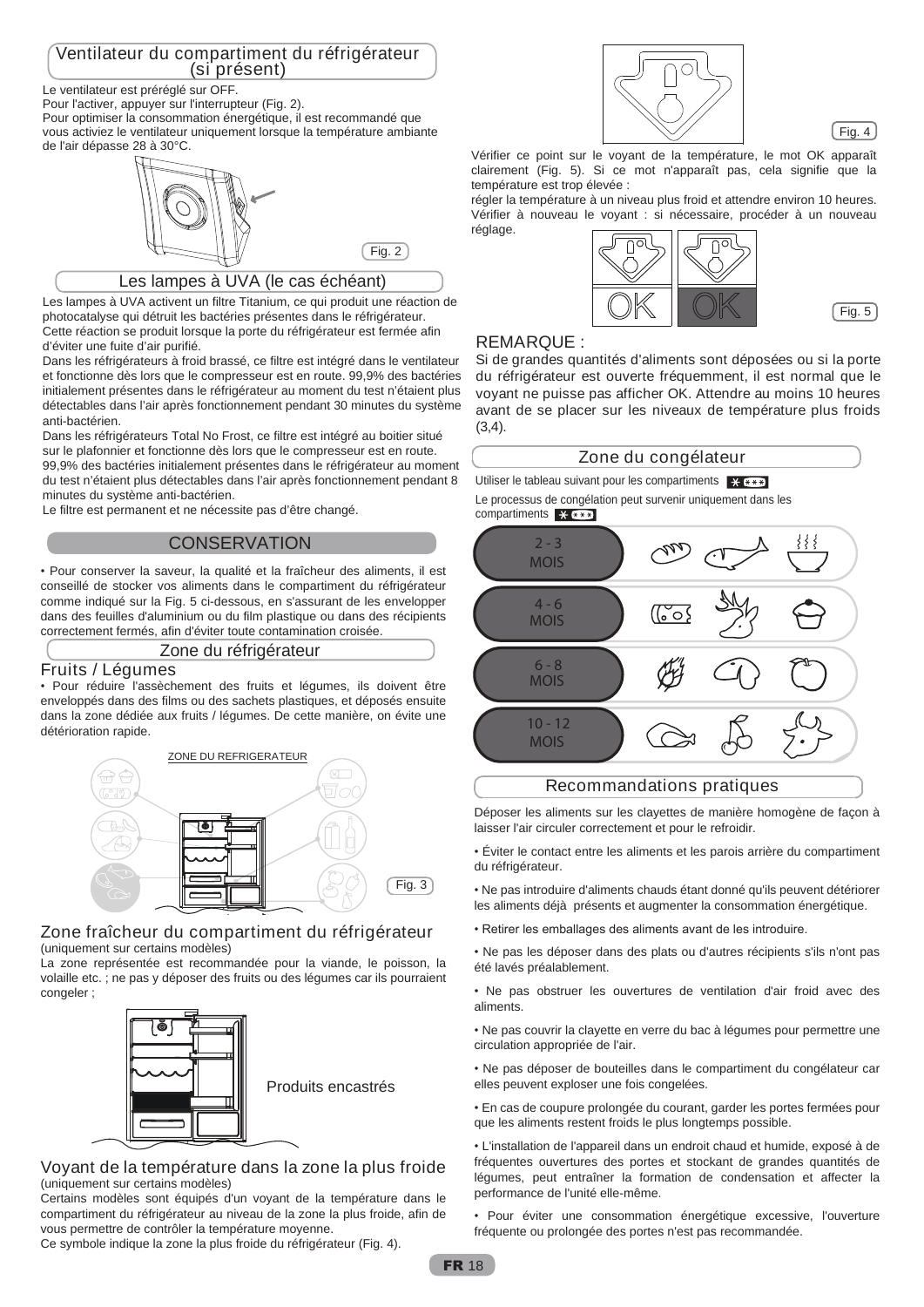## Ventilateur du compartiment du réfrigérateur (si présent)

Le ventilateur est préréglé sur OFF.
Pour l'activer, appuyer sur l'interrupteur (Fig. 2).
Pour optimiser la consommation énergétique, il est recommandé que vous activiez le ventilateur uniquement lorsque la température ambiante de l'air dépasse 28 à 30°C.

Fig. 2

## Les lampes à UVA (le cas échéant)

Les lampes à UVA activent un filtre Titanium, ce qui produit une réaction de photocatalyse qui détruit les bactéries présentes dans le réfrigérateur.
Cette réaction se produit lorsque la porte du réfrigérateur est fermée afin d'éviter une fuite d'air purifié.
Dans les réfrigérateurs à froid brassé, ce filtre est intégré dans le ventilateur et fonctionne dès lors que le compresseur est en route. 99,9% des bactéries initialement présentes dans le réfrigérateur au moment du test n'étaient plus détectables dans l'air après fonctionnement pendant 30 minutes du système anti-bactérien.
Dans les réfrigérateurs Total No Frost, ce filtre est intégré au boitier situé sur le plafonnier et fonctionne dès lors que le compresseur est en route. 99,9% des bactéries initialement présentes dans le réfrigérateur au moment du test n'étaient plus détectables dans l'air après fonctionnement pendant 8 minutes du système anti-bactérien.
Le filtre est permanent et ne nécessite pas d'être changé.

# CONSERVATION

• Pour conserver la saveur, la qualité et la fraîcheur des aliments, il est conseillé de stocker vos aliments dans le compartiment du réfrigérateur comme indiqué sur la Fig. 5 ci-dessous, en s'assurant de les envelopper dans des feuilles d'aluminium ou du film plastique ou dans des récipients correctement fermés, afin d'éviter toute contamination croisée.

## Zone du réfrigérateur

### Fruits / Légumes

• Pour réduire l'assèchement des fruits et légumes, ils doivent être enveloppés dans des films ou des sachets plastiques, et déposés ensuite dans la zone dédiée aux fruits / légumes. De cette manière, on évite une détérioration rapide.

ZONE DU REFRIGERATEUR

Fig. 3

### Zone fraîcheur du compartiment du réfrigérateur

(uniquement sur certains modèles)

La zone représentée est recommandée pour la viande, le poisson, la volaille etc. ; ne pas y déposer des fruits ou des légumes car ils pourraient congeler ;

Produits encastrés

### Voyant de la température dans la zone la plus froide

(uniquement sur certains modèles)

Certains modèles sont équipés d'un voyant de la température dans le compartiment du réfrigérateur au niveau de la zone la plus froide, afin de vous permettre de contrôler la température moyenne.
Ce symbole indique la zone la plus froide du réfrigérateur (Fig. 4).

Fig. 4

Vérifier ce point sur le voyant de la température, le mot OK apparaît clairement (Fig. 5). Si ce mot n'apparaît pas, cela signifie que la température est trop élevée :
régler la température à un niveau plus froid et attendre environ 10 heures. Vérifier à nouveau le voyant : si nécessaire, procéder à un nouveau réglage.

OK OK

Fig. 5

REMARQUE :
Si de grandes quantités d'aliments sont déposées ou si la porte du réfrigérateur est ouverte fréquemment, il est normal que le voyant ne puisse pas afficher OK. Attendre au moins 10 heures avant de se placer sur les niveaux de température plus froids (3,4).

## Zone du congélateur

Utiliser le tableau suivant pour les compartiments ✱✱✱✱

Le processus de congélation peut survenir uniquement dans les compartiments ✱✱✱✱

- 2 - 3 MOIS
- 4 - 6 MOIS
- 6 - 8 MOIS
- 10 - 12 MOIS

## Recommandations pratiques

Déposer les aliments sur les clayettes de manière homogène de façon à laisser l'air circuler correctement et pour le refroidir.

• Éviter le contact entre les aliments et les parois arrière du compartiment du réfrigérateur.

• Ne pas introduire d'aliments chauds étant donné qu'ils peuvent détériorer les aliments déjà présents et augmenter la consommation énergétique.

• Retirer les emballages des aliments avant de les introduire.

• Ne pas les déposer dans des plats ou d'autres récipients s'ils n'ont pas été lavés préalablement.

• Ne pas obstruer les ouvertures de ventilation d'air froid avec des aliments.

• Ne pas couvrir la clayette en verre du bac à légumes pour permettre une circulation appropriée de l'air.

• Ne pas déposer de bouteilles dans le compartiment du congélateur car elles peuvent exploser une fois congelées.

• En cas de coupure prolongée du courant, garder les portes fermées pour que les aliments restent froids le plus longtemps possible.

• L'installation de l'appareil dans un endroit chaud et humide, exposé à de fréquentes ouvertures des portes et stockant de grandes quantités de légumes, peut entraîner la formation de condensation et affecter la performance de l'unité elle-même.

• Pour éviter une consommation énergétique excessive, l'ouverture fréquente ou prolongée des portes n'est pas recommandée.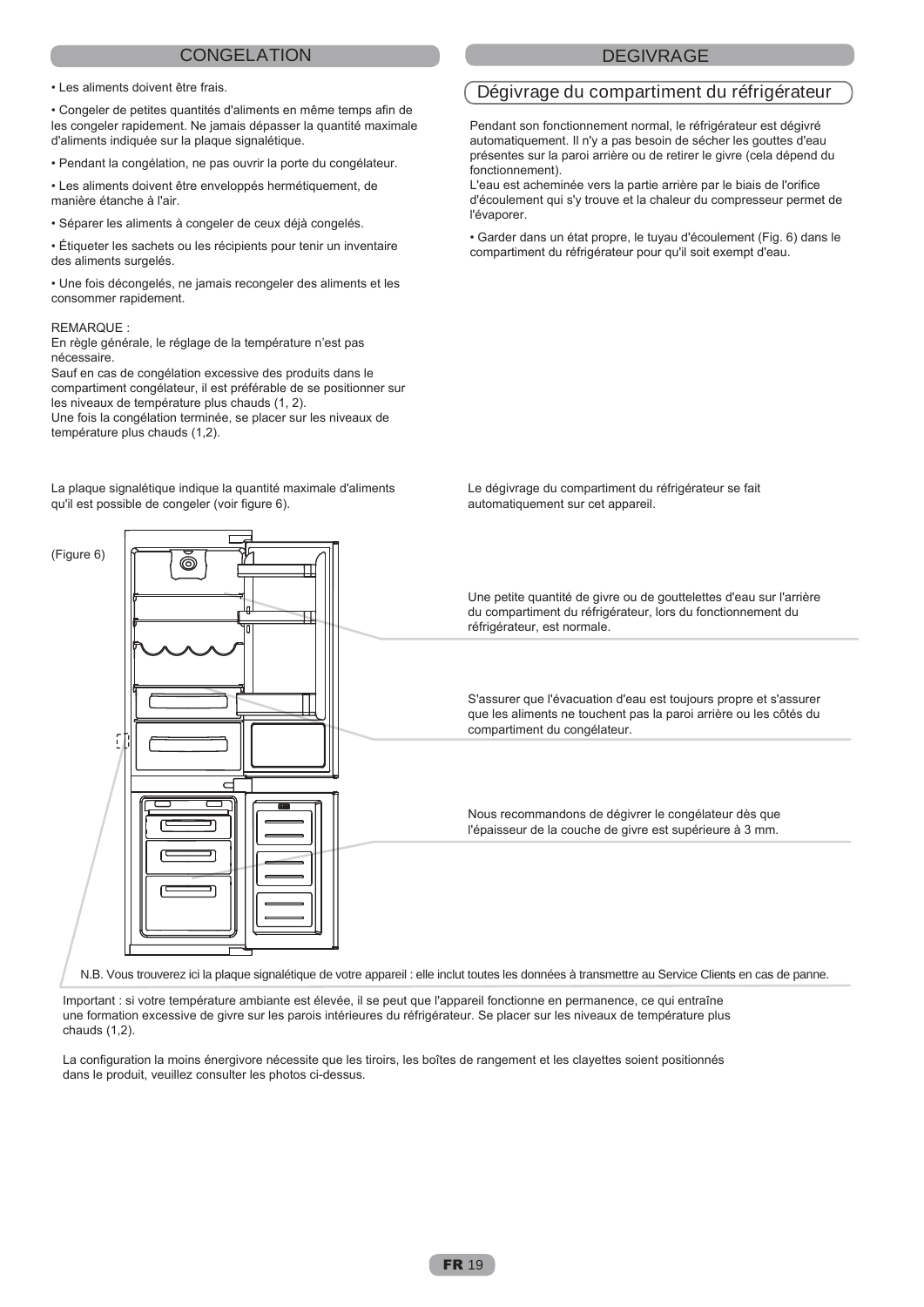## CONGELATION

- Les aliments doivent être frais.
- Congeler de petites quantités d'aliments en même temps afin de les congeler rapidement. Ne jamais dépasser la quantité maximale d'aliments indiquée sur la plaque signalétique.
- Pendant la congélation, ne pas ouvrir la porte du congélateur.
- Les aliments doivent être enveloppés hermétiquement, de manière étanche à l'air.
- Séparer les aliments à congeler de ceux déjà congelés.
- Étiqueter les sachets ou les récipients pour tenir un inventaire des aliments surgelés.
- Une fois décongelés, ne jamais recongeler des aliments et les consommer rapidement.

REMARQUE :
En règle générale, le réglage de la température n'est pas nécessaire.
Sauf en cas de congélation excessive des produits dans le compartiment congélateur, il est préférable de se positionner sur les niveaux de température plus chauds (1, 2).
Une fois la congélation terminée, se placer sur les niveaux de température plus chauds (1,2).

La plaque signalétique indique la quantité maximale d'aliments qu'il est possible de congeler (voir figure 6).

## DEGIVRAGE

### Dégivrage du compartiment du réfrigérateur

Pendant son fonctionnement normal, le réfrigérateur est dégivré automatiquement. Il n'y a pas besoin de sécher les gouttes d'eau présentes sur la paroi arrière ou de retirer le givre (cela dépend du fonctionnement).
L'eau est acheminée vers la partie arrière par le biais de l'orifice d'écoulement qui s'y trouve et la chaleur du compresseur permet de l'évaporer.

- Garder dans un état propre, le tuyau d'écoulement (Fig. 6) dans le compartiment du réfrigérateur pour qu'il soit exempt d'eau.

Le dégivrage du compartiment du réfrigérateur se fait automatiquement sur cet appareil.

(Figure 6)

Une petite quantité de givre ou de gouttelettes d'eau sur l'arrière du compartiment du réfrigérateur, lors du fonctionnement du réfrigérateur, est normale.

S'assurer que l'évacuation d'eau est toujours propre et s'assurer que les aliments ne touchent pas la paroi arrière ou les côtés du compartiment du congélateur.

Nous recommandons de dégivrer le congélateur dès que l'épaisseur de la couche de givre est supérieure à 3 mm.

N.B. Vous trouverez ici la plaque signalétique de votre appareil : elle inclut toutes les données à transmettre au Service Clients en cas de panne.

Important : si votre température ambiante est élevée, il se peut que l'appareil fonctionne en permanence, ce qui entraîne une formation excessive de givre sur les parois intérieures du réfrigérateur. Se placer sur les niveaux de température plus chauds (1,2).

La configuration la moins énergivore nécessite que les tiroirs, les boîtes de rangement et les clayettes soient positionnés dans le produit, veuillez consulter les photos ci-dessus.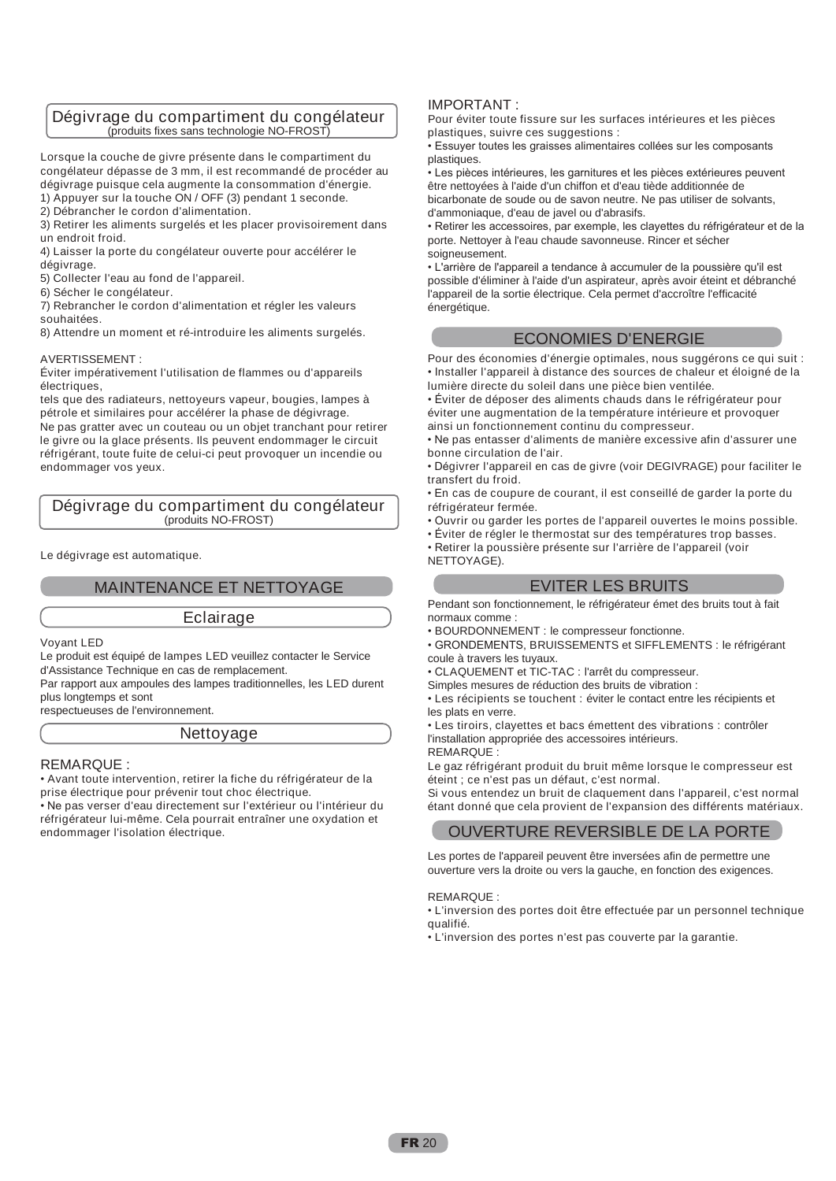## Dégivrage du compartiment du congélateur
(produits fixes sans technologie NO-FROST)

Lorsque la couche de givre présente dans le compartiment du congélateur dépasse de 3 mm, il est recommandé de procéder au dégivrage puisque cela augmente la consommation d'énergie.
1) Appuyer sur la touche ON / OFF (3) pendant 1 seconde.
2) Débrancher le cordon d'alimentation.
3) Retirer les aliments surgelés et les placer provisoirement dans un endroit froid.
4) Laisser la porte du congélateur ouverte pour accélérer le dégivrage.
5) Collecter l'eau au fond de l'appareil.
6) Sécher le congélateur.
7) Rebrancher le cordon d'alimentation et régler les valeurs souhaitées.
8) Attendre un moment et ré-introduire les aliments surgelés.

AVERTISSEMENT :
Éviter impérativement l'utilisation de flammes ou d'appareils électriques,
tels que des radiateurs, nettoyeurs vapeur, bougies, lampes à pétrole et similaires pour accélérer la phase de dégivrage.
Ne pas gratter avec un couteau ou un objet tranchant pour retirer le givre ou la glace présents. Ils peuvent endommager le circuit réfrigérant, toute fuite de celui-ci peut provoquer un incendie ou endommager vos yeux.

## Dégivrage du compartiment du congélateur
(produits NO-FROST)

Le dégivrage est automatique.

# MAINTENANCE ET NETTOYAGE

## Eclairage

Voyant LED
Le produit est équipé de lampes LED veuillez contacter le Service d'Assistance Technique en cas de remplacement.
Par rapport aux ampoules des lampes traditionnelles, les LED durent plus longtemps et sont
respectueuses de l'environnement.

## Nettoyage

REMARQUE :
• Avant toute intervention, retirer la fiche du réfrigérateur de la prise électrique pour prévenir tout choc électrique.
• Ne pas verser d'eau directement sur l'extérieur ou l'intérieur du réfrigérateur lui-même. Cela pourrait entraîner une oxydation et endommager l'isolation électrique.

IMPORTANT :
Pour éviter toute fissure sur les surfaces intérieures et les pièces plastiques, suivre ces suggestions :
• Essuyer toutes les graisses alimentaires collées sur les composants plastiques.
• Les pièces intérieures, les garnitures et les pièces extérieures peuvent être nettoyées à l'aide d'un chiffon et d'eau tiède additionnée de bicarbonate de soude ou de savon neutre. Ne pas utiliser de solvants, d'ammoniaque, d'eau de javel ou d'abrasifs.
• Retirer les accessoires, par exemple, les clayettes du réfrigérateur et de la porte. Nettoyer à l'eau chaude savonneuse. Rincer et sécher soigneusement.
• L'arrière de l'appareil a tendance à accumuler de la poussière qu'il est possible d'éliminer à l'aide d'un aspirateur, après avoir éteint et débranché l'appareil de la sortie électrique. Cela permet d'accroître l'efficacité énergétique.

# ECONOMIES D'ENERGIE

Pour des économies d'énergie optimales, nous suggérons ce qui suit :
• Installer l'appareil à distance des sources de chaleur et éloigné de la lumière directe du soleil dans une pièce bien ventilée.
• Éviter de déposer des aliments chauds dans le réfrigérateur pour éviter une augmentation de la température intérieure et provoquer ainsi un fonctionnement continu du compresseur.
• Ne pas entasser d'aliments de manière excessive afin d'assurer une bonne circulation de l'air.
• Dégivrer l'appareil en cas de givre (voir DEGIVRAGE) pour faciliter le transfert du froid.
• En cas de coupure de courant, il est conseillé de garder la porte du réfrigérateur fermée.
• Ouvrir ou garder les portes de l'appareil ouvertes le moins possible.
• Éviter de régler le thermostat sur des températures trop basses.
• Retirer la poussière présente sur l'arrière de l'appareil (voir NETTOYAGE).

# EVITER LES BRUITS

Pendant son fonctionnement, le réfrigérateur émet des bruits tout à fait normaux comme :
• BOURDONNEMENT : le compresseur fonctionne.
• GRONDEMENTS, BRUISSEMENTS et SIFFLEMENTS : le réfrigérant coule à travers les tuyaux.
• CLAQUEMENT et TIC-TAC : l'arrêt du compresseur.
Simples mesures de réduction des bruits de vibration :
• Les récipients se touchent : éviter le contact entre les récipients et les plats en verre.
• Les tiroirs, clayettes et bacs émettent des vibrations : contrôler l'installation appropriée des accessoires intérieurs.
REMARQUE :
Le gaz réfrigérant produit du bruit même lorsque le compresseur est éteint ; ce n'est pas un défaut, c'est normal.
Si vous entendez un bruit de claquement dans l'appareil, c'est normal étant donné que cela provient de l'expansion des différents matériaux.

# OUVERTURE REVERSIBLE DE LA PORTE

Les portes de l'appareil peuvent être inversées afin de permettre une ouverture vers la droite ou vers la gauche, en fonction des exigences.

REMARQUE :
• L'inversion des portes doit être effectuée par un personnel technique qualifié.
• L'inversion des portes n'est pas couverte par la garantie.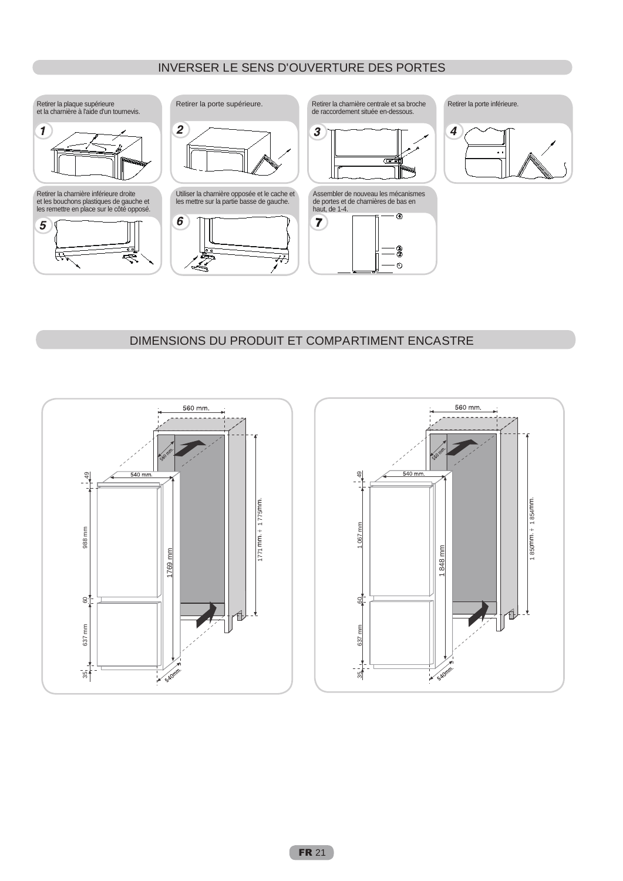## INVERSER LE SENS D'OUVERTURE DES PORTES

1. Retirer la plaque supérieure et la charnière à l'aide d'un tournevis.
2. Retirer la porte supérieure.
3. Retirer la charnière centrale et sa broche de raccordement située en-dessous.
4. Retirer la porte inférieure.
5. Retirer la charnière inférieure droite et les bouchons plastiques de gauche et les remettre en place sur le côté opposé.
6. Utiliser la charnière opposée et le cache et les mettre sur la partie basse de gauche.
7. Assembler de nouveau les mécanismes de portes et de charnières de bas en haut, de 1-4.

## DIMENSIONS DU PRODUIT ET COMPARTIMENT ENCASTRE

560 mm.
560 mm.
540 mm.
49
988 mm
60
637 mm
35
1769 mm
1771 mm. ÷ 1 775mm.
540mm.

560 mm.
560 mm.
540 mm.
49
1 067 mm
60
637 mm
35
1 848 mm
1 850mm. ÷ 1 854mm.
540mm.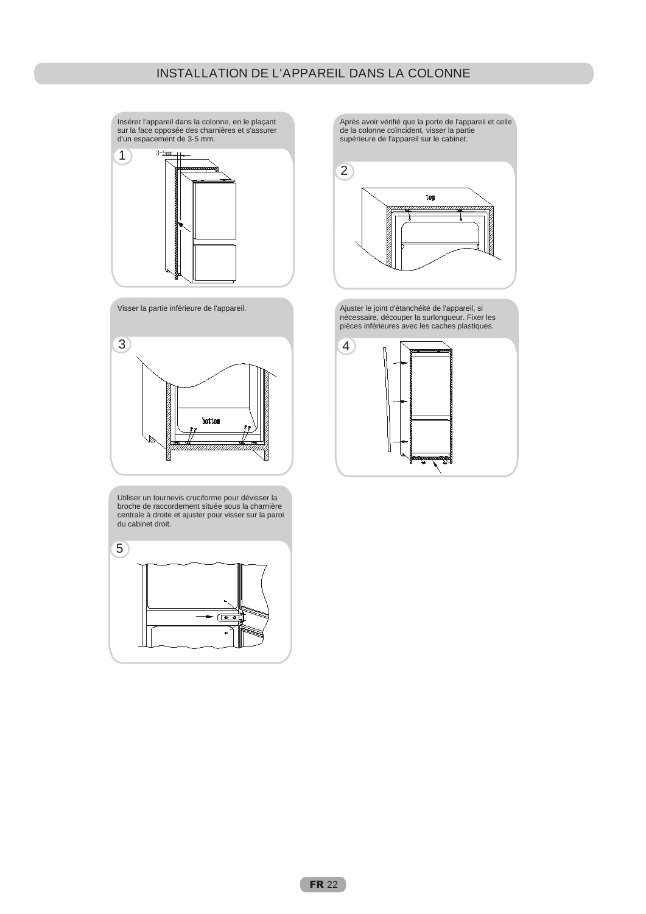# INSTALLATION DE L'APPAREIL DANS LA COLONNE

**1**

Insérer l'appareil dans la colonne, en le plaçant sur la face opposée des charnières et s'assurer d'un espacement de 3-5 mm.

**2**

Après avoir vérifié que la porte de l'appareil et celle de la colonne coïncident, visser la partie supérieure de l'appareil sur le cabinet.

**3**

Visser la partie inférieure de l'appareil.

**4**

Ajuster le joint d'étanchéité de l'appareil, si nécessaire, découper la surlongueur. Fixer les pièces inférieures avec les caches plastiques.

**5**

Utiliser un tournevis cruciforme pour dévisser la broche de raccordement située sous la charnière centrale à droite et ajuster pour visser sur la paroi du cabinet droit.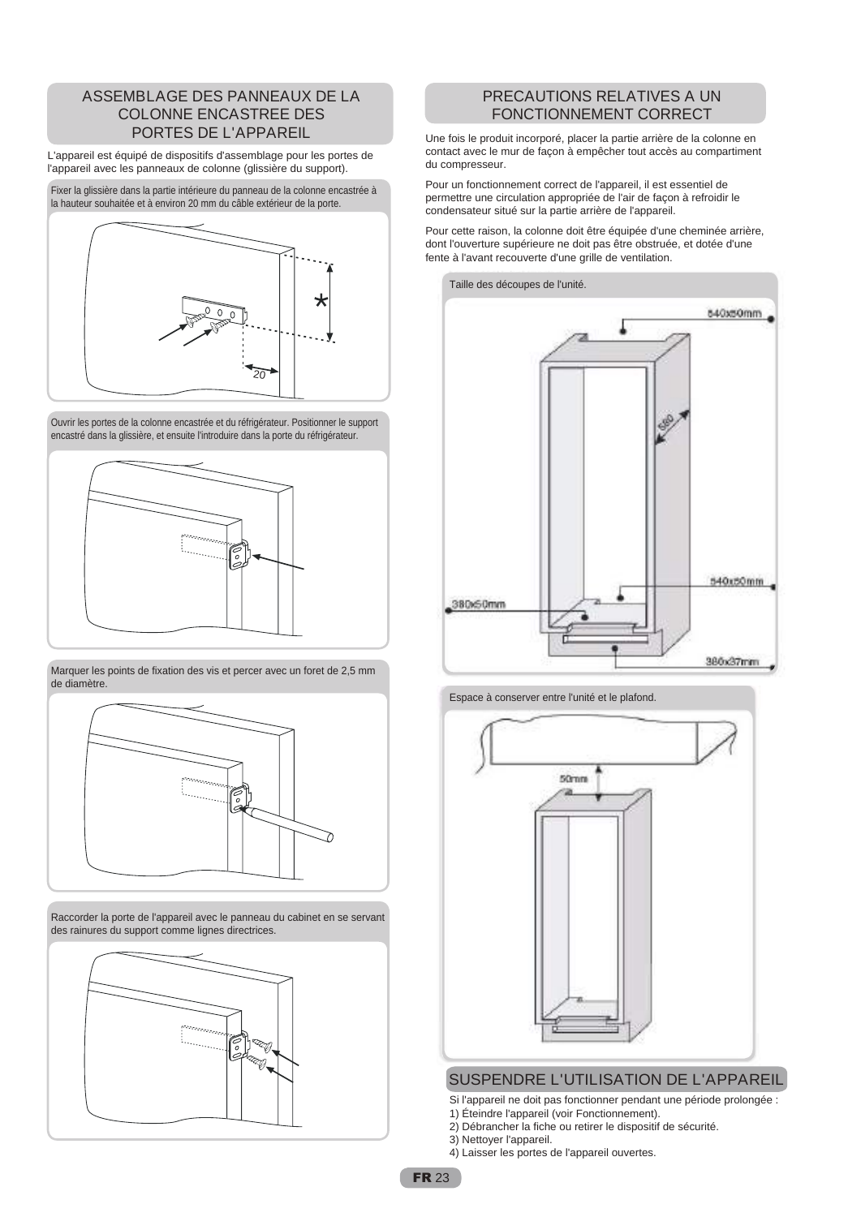## ASSEMBLAGE DES PANNEAUX DE LA COLONNE ENCASTREE DES PORTES DE L'APPAREIL

L'appareil est équipé de dispositifs d'assemblage pour les portes de l'appareil avec les panneaux de colonne (glissière du support).

Fixer la glissière dans la partie intérieure du panneau de la colonne encastrée à la hauteur souhaitée et à environ 20 mm du câble extérieur de la porte.

*

20

Ouvrir les portes de la colonne encastrée et du réfrigérateur. Positionner le support encastré dans la glissière, et ensuite l'introduire dans la porte du réfrigérateur.

Marquer les points de fixation des vis et percer avec un foret de 2,5 mm de diamètre.

Raccorder la porte de l'appareil avec le panneau du cabinet en se servant des rainures du support comme lignes directrices.

## PRECAUTIONS RELATIVES A UN FONCTIONNEMENT CORRECT

Une fois le produit incorporé, placer la partie arrière de la colonne en contact avec le mur de façon à empêcher tout accès au compartiment du compresseur.

Pour un fonctionnement correct de l'appareil, il est essentiel de permettre une circulation appropriée de l'air de façon à refroidir le condensateur situé sur la partie arrière de l'appareil.

Pour cette raison, la colonne doit être équipée d'une cheminée arrière, dont l'ouverture supérieure ne doit pas être obstruée, et dotée d'une fente à l'avant recouverte d'une grille de ventilation.

Taille des découpes de l'unité.

540x50mm

560

540x50mm

380x50mm

386x37mm

Espace à conserver entre l'unité et le plafond.

50mm

## SUSPENDRE L'UTILISATION DE L'APPAREIL

Si l'appareil ne doit pas fonctionner pendant une période prolongée :

1) Éteindre l'appareil (voir Fonctionnement).
2) Débrancher la fiche ou retirer le dispositif de sécurité.
3) Nettoyer l'appareil.
4) Laisser les portes de l'appareil ouvertes.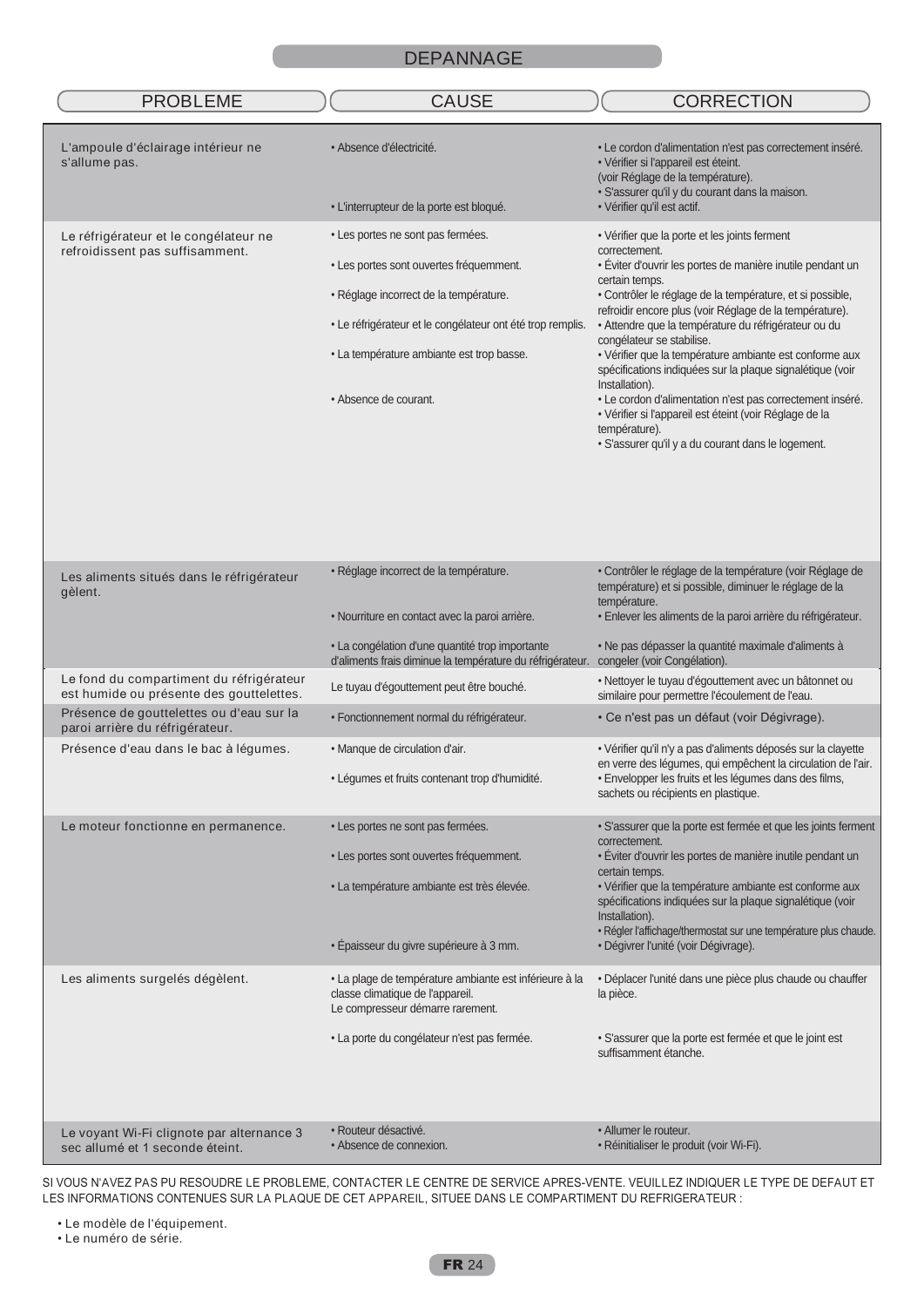# DEPANNAGE

| PROBLEME | CAUSE | CORRECTION |
|---|---|---|
| L'ampoule d'éclairage intérieur ne s'allume pas. | • Absence d'électricité.<br><br>• L'interrupteur de la porte est bloqué. | • Le cordon d'alimentation n'est pas correctement inséré.<br>• Vérifier si l'appareil est éteint. (voir Réglage de la température).<br>• S'assurer qu'il y du courant dans la maison.<br>• Vérifier qu'il est actif. |
| Le réfrigérateur et le congélateur ne refroidissent pas suffisamment. | • Les portes ne sont pas fermées.<br>• Les portes sont ouvertes fréquemment.<br>• Réglage incorrect de la température.<br>• Le réfrigérateur et le congélateur ont été trop remplis.<br>• La température ambiante est trop basse.<br>• Absence de courant. | • Vérifier que la porte et les joints ferment correctement.<br>• Éviter d'ouvrir les portes de manière inutile pendant un certain temps.<br>• Contrôler le réglage de la température, et si possible, refroidir encore plus (voir Réglage de la température).<br>• Attendre que la température du réfrigérateur ou du congélateur se stabilise.<br>• Vérifier que la température ambiante est conforme aux spécifications indiquées sur la plaque signalétique (voir Installation).<br>• Le cordon d'alimentation n'est pas correctement inséré.<br>• Vérifier si l'appareil est éteint (voir Réglage de la température).<br>• S'assurer qu'il y a du courant dans le logement. |
| Les aliments situés dans le réfrigérateur gèlent. | • Réglage incorrect de la température.<br>• Nourriture en contact avec la paroi arrière.<br>• La congélation d'une quantité trop importante d'aliments frais diminue la température du réfrigérateur. | • Contrôler le réglage de la température (voir Réglage de température) et si possible, diminuer le réglage de la température.<br>• Enlever les aliments de la paroi arrière du réfrigérateur.<br>• Ne pas dépasser la quantité maximale d'aliments à congeler (voir Congélation). |
| Le fond du compartiment du réfrigérateur est humide ou présente des gouttelettes. | Le tuyau d'égouttement peut être bouché. | • Nettoyer le tuyau d'égouttement avec un bâtonnet ou similaire pour permettre l'écoulement de l'eau. |
| Présence de gouttelettes ou d'eau sur la paroi arrière du réfrigérateur. | • Fonctionnement normal du réfrigérateur. | • Ce n'est pas un défaut (voir Dégivrage). |
| Présence d'eau dans le bac à légumes. | • Manque de circulation d'air.<br>• Légumes et fruits contenant trop d'humidité. | • Vérifier qu'il n'y a pas d'aliments déposés sur la clayette en verre des légumes, qui empêchent la circulation de l'air.<br>• Envelopper les fruits et les légumes dans des films, sachets ou récipients en plastique. |
| Le moteur fonctionne en permanence. | • Les portes ne sont pas fermées.<br>• Les portes sont ouvertes fréquemment.<br>• La température ambiante est très élevée.<br>• Épaisseur du givre supérieure à 3 mm. | • S'assurer que la porte est fermée et que les joints ferment correctement.<br>• Éviter d'ouvrir les portes de manière inutile pendant un certain temps.<br>• Vérifier que la température ambiante est conforme aux spécifications indiquées sur la plaque signalétique (voir Installation).<br>• Régler l'affichage/thermostat sur une température plus chaude.<br>• Dégivrer l'unité (voir Dégivrage). |
| Les aliments surgelés dégèlent. | • La plage de température ambiante est inférieure à la classe climatique de l'appareil. Le compresseur démarre rarement.<br>• La porte du congélateur n'est pas fermée. | • Déplacer l'unité dans une pièce plus chaude ou chauffer la pièce.<br>• S'assurer que la porte est fermée et que le joint est suffisamment étanche. |
| Le voyant Wi-Fi clignote par alternance 3 sec allumé et 1 seconde éteint. | • Routeur désactivé.<br>• Absence de connexion. | • Allumer le routeur.<br>• Réinitialiser le produit (voir Wi-Fi). |

SI VOUS N'AVEZ PAS PU RESOUDRE LE PROBLEME, CONTACTER LE CENTRE DE SERVICE APRES-VENTE. VEUILLEZ INDIQUER LE TYPE DE DEFAUT ET LES INFORMATIONS CONTENUES SUR LA PLAQUE DE CET APPAREIL, SITUEE DANS LE COMPARTIMENT DU REFRIGERATEUR :

- Le modèle de l'équipement.
- Le numéro de série.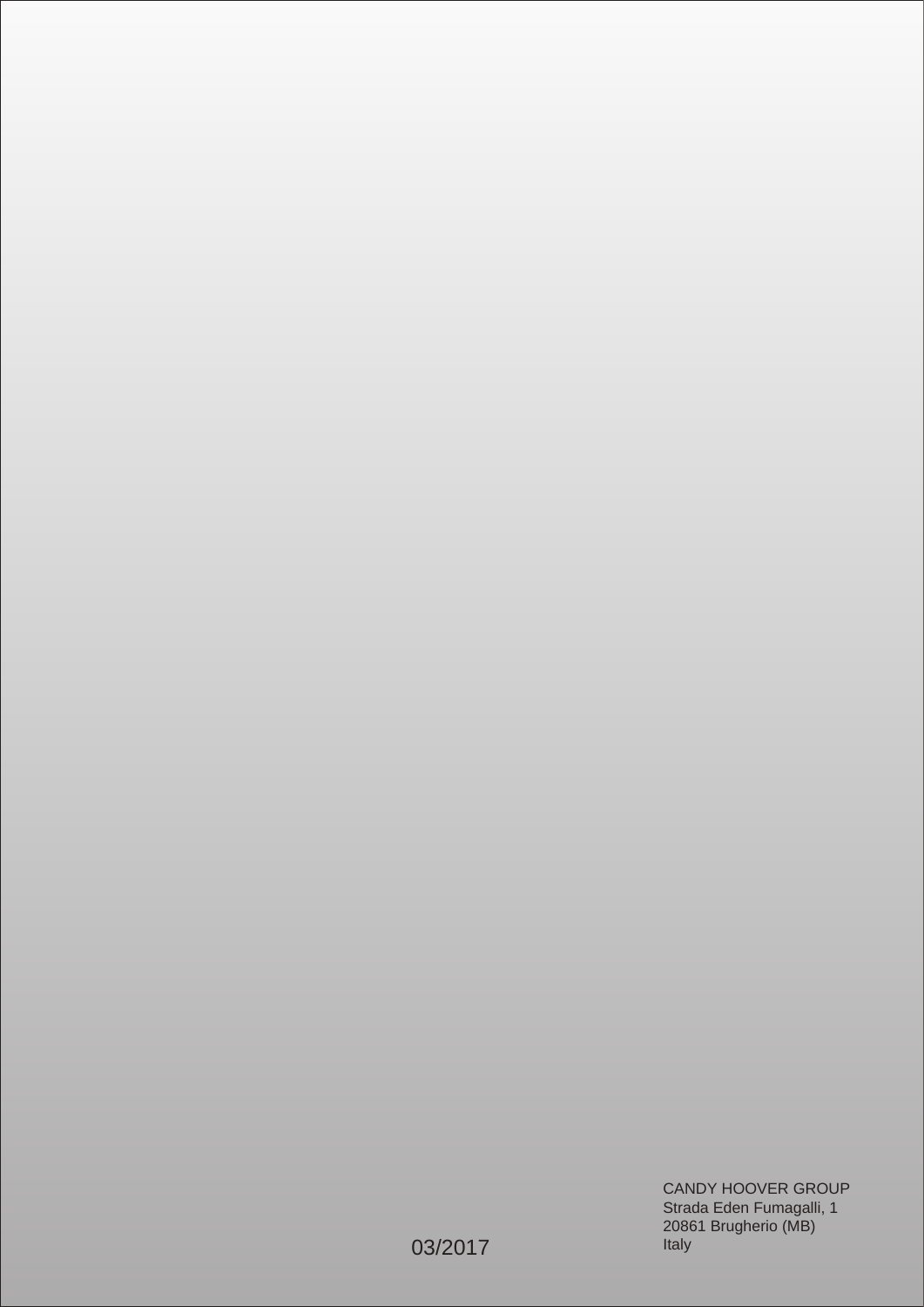03/2017

CANDY HOOVER GROUP
Strada Eden Fumagalli, 1
20861 Brugherio (MB)
Italy